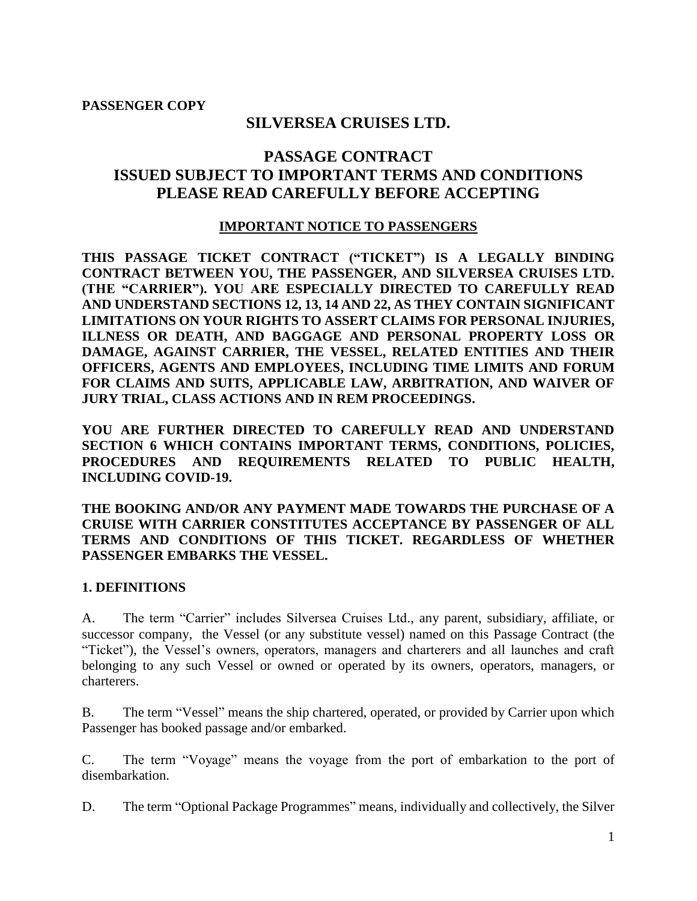**PASSENGER COPY**

# SILVERSEA CRUISES LTD.

## PASSAGE CONTRACT
## ISSUED SUBJECT TO IMPORTANT TERMS AND CONDITIONS
## PLEASE READ CAREFULLY BEFORE ACCEPTING

### IMPORTANT NOTICE TO PASSENGERS

**THIS PASSAGE TICKET CONTRACT ("TICKET") IS A LEGALLY BINDING CONTRACT BETWEEN YOU, THE PASSENGER, AND SILVERSEA CRUISES LTD. (THE "CARRIER"). YOU ARE ESPECIALLY DIRECTED TO CAREFULLY READ AND UNDERSTAND SECTIONS 12, 13, 14 AND 22, AS THEY CONTAIN SIGNIFICANT LIMITATIONS ON YOUR RIGHTS TO ASSERT CLAIMS FOR PERSONAL INJURIES, ILLNESS OR DEATH, AND BAGGAGE AND PERSONAL PROPERTY LOSS OR DAMAGE, AGAINST CARRIER, THE VESSEL, RELATED ENTITIES AND THEIR OFFICERS, AGENTS AND EMPLOYEES, INCLUDING TIME LIMITS AND FORUM FOR CLAIMS AND SUITS, APPLICABLE LAW, ARBITRATION, AND WAIVER OF JURY TRIAL, CLASS ACTIONS AND IN REM PROCEEDINGS.**

**YOU ARE FURTHER DIRECTED TO CAREFULLY READ AND UNDERSTAND SECTION 6 WHICH CONTAINS IMPORTANT TERMS, CONDITIONS, POLICIES, PROCEDURES AND REQUIREMENTS RELATED TO PUBLIC HEALTH, INCLUDING COVID-19.**

**THE BOOKING AND/OR ANY PAYMENT MADE TOWARDS THE PURCHASE OF A CRUISE WITH CARRIER CONSTITUTES ACCEPTANCE BY PASSENGER OF ALL TERMS AND CONDITIONS OF THIS TICKET. REGARDLESS OF WHETHER PASSENGER EMBARKS THE VESSEL.**

### 1. DEFINITIONS

A. The term "Carrier" includes Silversea Cruises Ltd., any parent, subsidiary, affiliate, or successor company, the Vessel (or any substitute vessel) named on this Passage Contract (the "Ticket"), the Vessel's owners, operators, managers and charterers and all launches and craft belonging to any such Vessel or owned or operated by its owners, operators, managers, or charterers.

B. The term "Vessel" means the ship chartered, operated, or provided by Carrier upon which Passenger has booked passage and/or embarked.

C. The term "Voyage" means the voyage from the port of embarkation to the port of disembarkation.

D. The term "Optional Package Programmes" means, individually and collectively, the Silver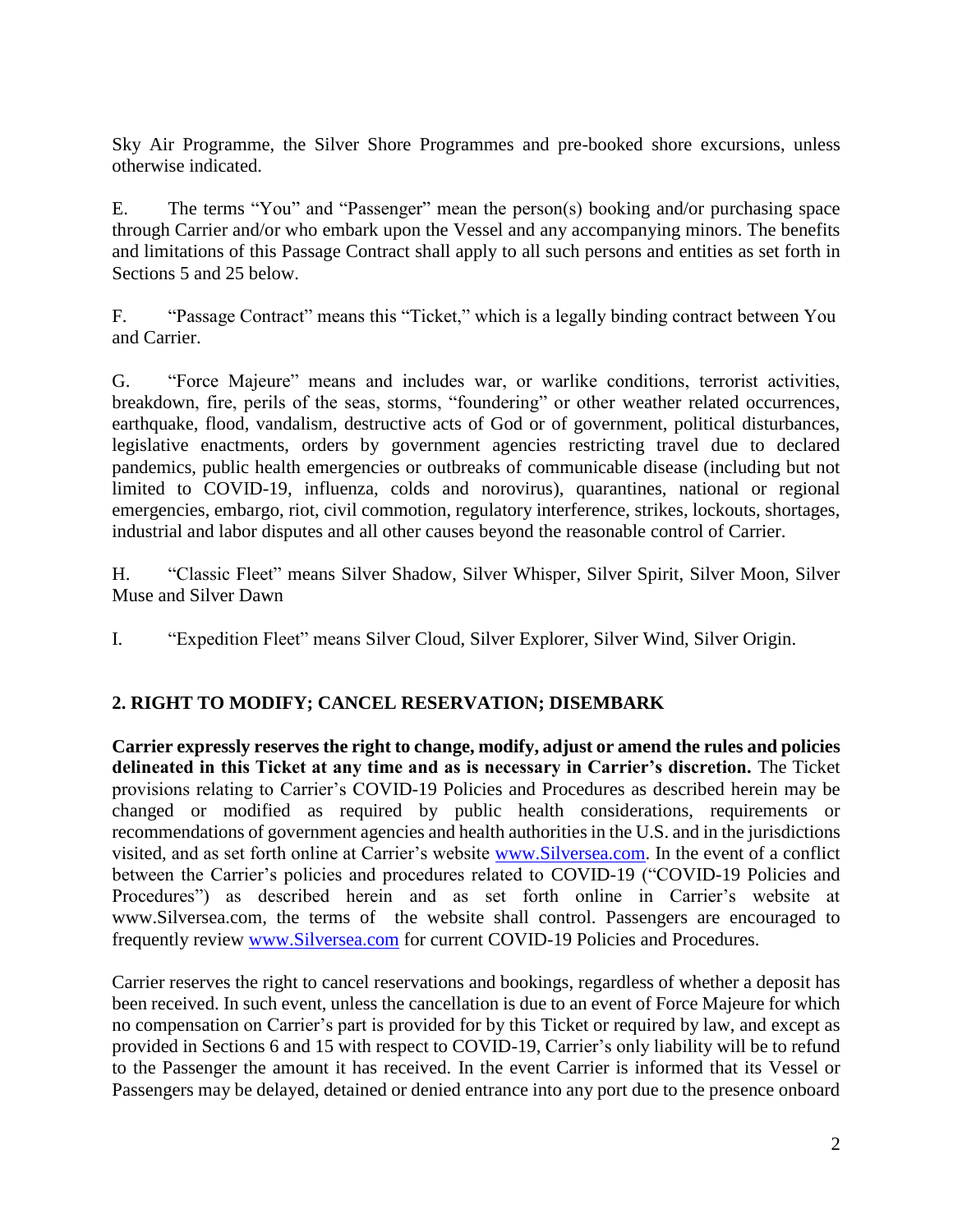Sky Air Programme, the Silver Shore Programmes and pre-booked shore excursions, unless otherwise indicated.

E. The terms "You" and "Passenger" mean the person(s) booking and/or purchasing space through Carrier and/or who embark upon the Vessel and any accompanying minors. The benefits and limitations of this Passage Contract shall apply to all such persons and entities as set forth in Sections 5 and 25 below.

F. "Passage Contract" means this "Ticket," which is a legally binding contract between You and Carrier.

G. "Force Majeure" means and includes war, or warlike conditions, terrorist activities, breakdown, fire, perils of the seas, storms, "foundering" or other weather related occurrences, earthquake, flood, vandalism, destructive acts of God or of government, political disturbances, legislative enactments, orders by government agencies restricting travel due to declared pandemics, public health emergencies or outbreaks of communicable disease (including but not limited to COVID-19, influenza, colds and norovirus), quarantines, national or regional emergencies, embargo, riot, civil commotion, regulatory interference, strikes, lockouts, shortages, industrial and labor disputes and all other causes beyond the reasonable control of Carrier.

H. "Classic Fleet" means Silver Shadow, Silver Whisper, Silver Spirit, Silver Moon, Silver Muse and Silver Dawn

I. "Expedition Fleet" means Silver Cloud, Silver Explorer, Silver Wind, Silver Origin.

## 2. RIGHT TO MODIFY; CANCEL RESERVATION; DISEMBARK

**Carrier expressly reserves the right to change, modify, adjust or amend the rules and policies delineated in this Ticket at any time and as is necessary in Carrier's discretion.** The Ticket provisions relating to Carrier's COVID-19 Policies and Procedures as described herein may be changed or modified as required by public health considerations, requirements or recommendations of government agencies and health authorities in the U.S. and in the jurisdictions visited, and as set forth online at Carrier's website www.Silversea.com. In the event of a conflict between the Carrier's policies and procedures related to COVID-19 ("COVID-19 Policies and Procedures") as described herein and as set forth online in Carrier's website at www.Silversea.com, the terms of the website shall control. Passengers are encouraged to frequently review www.Silversea.com for current COVID-19 Policies and Procedures.

Carrier reserves the right to cancel reservations and bookings, regardless of whether a deposit has been received. In such event, unless the cancellation is due to an event of Force Majeure for which no compensation on Carrier's part is provided for by this Ticket or required by law, and except as provided in Sections 6 and 15 with respect to COVID-19, Carrier's only liability will be to refund to the Passenger the amount it has received. In the event Carrier is informed that its Vessel or Passengers may be delayed, detained or denied entrance into any port due to the presence onboard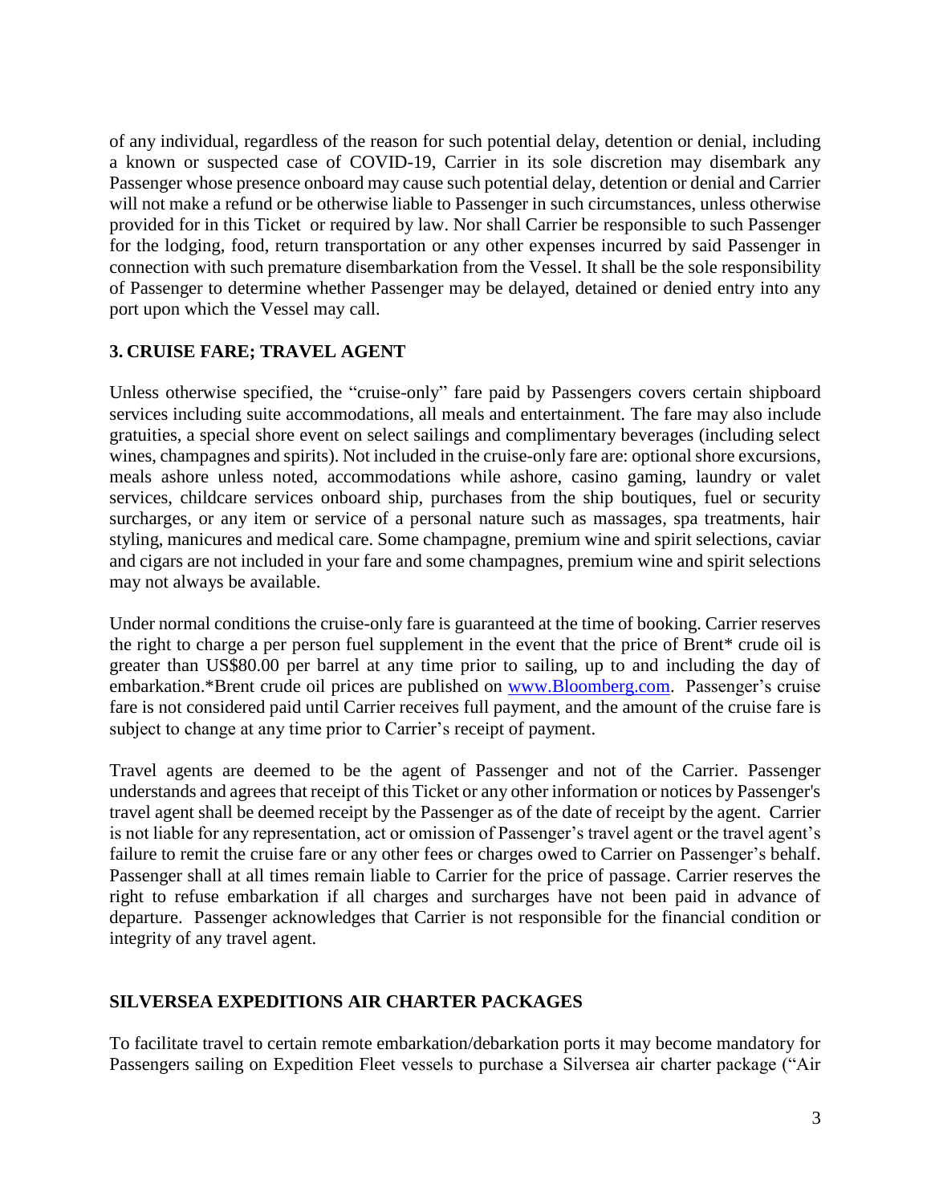of any individual, regardless of the reason for such potential delay, detention or denial, including a known or suspected case of COVID-19, Carrier in its sole discretion may disembark any Passenger whose presence onboard may cause such potential delay, detention or denial and Carrier will not make a refund or be otherwise liable to Passenger in such circumstances, unless otherwise provided for in this Ticket or required by law. Nor shall Carrier be responsible to such Passenger for the lodging, food, return transportation or any other expenses incurred by said Passenger in connection with such premature disembarkation from the Vessel. It shall be the sole responsibility of Passenger to determine whether Passenger may be delayed, detained or denied entry into any port upon which the Vessel may call.

## 3. CRUISE FARE; TRAVEL AGENT

Unless otherwise specified, the "cruise-only" fare paid by Passengers covers certain shipboard services including suite accommodations, all meals and entertainment. The fare may also include gratuities, a special shore event on select sailings and complimentary beverages (including select wines, champagnes and spirits). Not included in the cruise-only fare are: optional shore excursions, meals ashore unless noted, accommodations while ashore, casino gaming, laundry or valet services, childcare services onboard ship, purchases from the ship boutiques, fuel or security surcharges, or any item or service of a personal nature such as massages, spa treatments, hair styling, manicures and medical care. Some champagne, premium wine and spirit selections, caviar and cigars are not included in your fare and some champagnes, premium wine and spirit selections may not always be available.

Under normal conditions the cruise-only fare is guaranteed at the time of booking. Carrier reserves the right to charge a per person fuel supplement in the event that the price of Brent* crude oil is greater than US$80.00 per barrel at any time prior to sailing, up to and including the day of embarkation.*Brent crude oil prices are published on www.Bloomberg.com. Passenger's cruise fare is not considered paid until Carrier receives full payment, and the amount of the cruise fare is subject to change at any time prior to Carrier's receipt of payment.

Travel agents are deemed to be the agent of Passenger and not of the Carrier. Passenger understands and agrees that receipt of this Ticket or any other information or notices by Passenger's travel agent shall be deemed receipt by the Passenger as of the date of receipt by the agent. Carrier is not liable for any representation, act or omission of Passenger's travel agent or the travel agent's failure to remit the cruise fare or any other fees or charges owed to Carrier on Passenger's behalf. Passenger shall at all times remain liable to Carrier for the price of passage. Carrier reserves the right to refuse embarkation if all charges and surcharges have not been paid in advance of departure. Passenger acknowledges that Carrier is not responsible for the financial condition or integrity of any travel agent.

## SILVERSEA EXPEDITIONS AIR CHARTER PACKAGES

To facilitate travel to certain remote embarkation/debarkation ports it may become mandatory for Passengers sailing on Expedition Fleet vessels to purchase a Silversea air charter package ("Air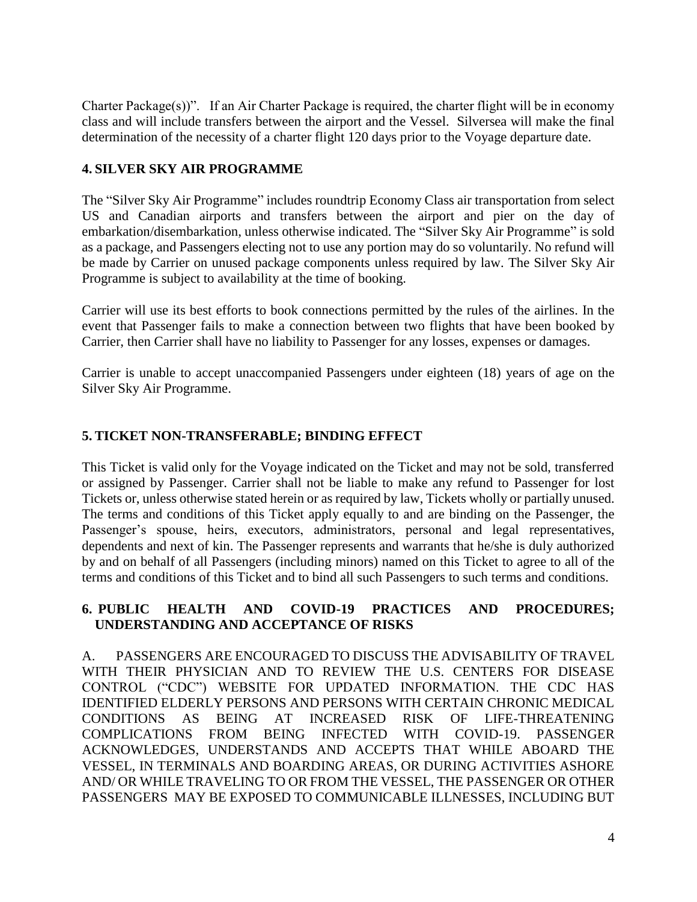Charter Package(s))". If an Air Charter Package is required, the charter flight will be in economy class and will include transfers between the airport and the Vessel. Silversea will make the final determination of the necessity of a charter flight 120 days prior to the Voyage departure date.

## 4. SILVER SKY AIR PROGRAMME

The "Silver Sky Air Programme" includes roundtrip Economy Class air transportation from select US and Canadian airports and transfers between the airport and pier on the day of embarkation/disembarkation, unless otherwise indicated. The "Silver Sky Air Programme" is sold as a package, and Passengers electing not to use any portion may do so voluntarily. No refund will be made by Carrier on unused package components unless required by law. The Silver Sky Air Programme is subject to availability at the time of booking.

Carrier will use its best efforts to book connections permitted by the rules of the airlines. In the event that Passenger fails to make a connection between two flights that have been booked by Carrier, then Carrier shall have no liability to Passenger for any losses, expenses or damages.

Carrier is unable to accept unaccompanied Passengers under eighteen (18) years of age on the Silver Sky Air Programme.

## 5. TICKET NON-TRANSFERABLE; BINDING EFFECT

This Ticket is valid only for the Voyage indicated on the Ticket and may not be sold, transferred or assigned by Passenger. Carrier shall not be liable to make any refund to Passenger for lost Tickets or, unless otherwise stated herein or as required by law, Tickets wholly or partially unused. The terms and conditions of this Ticket apply equally to and are binding on the Passenger, the Passenger's spouse, heirs, executors, administrators, personal and legal representatives, dependents and next of kin. The Passenger represents and warrants that he/she is duly authorized by and on behalf of all Passengers (including minors) named on this Ticket to agree to all of the terms and conditions of this Ticket and to bind all such Passengers to such terms and conditions.

## 6. PUBLIC HEALTH AND COVID-19 PRACTICES AND PROCEDURES; UNDERSTANDING AND ACCEPTANCE OF RISKS

A. PASSENGERS ARE ENCOURAGED TO DISCUSS THE ADVISABILITY OF TRAVEL WITH THEIR PHYSICIAN AND TO REVIEW THE U.S. CENTERS FOR DISEASE CONTROL ("CDC") WEBSITE FOR UPDATED INFORMATION. THE CDC HAS IDENTIFIED ELDERLY PERSONS AND PERSONS WITH CERTAIN CHRONIC MEDICAL CONDITIONS AS BEING AT INCREASED RISK OF LIFE-THREATENING COMPLICATIONS FROM BEING INFECTED WITH COVID-19. PASSENGER ACKNOWLEDGES, UNDERSTANDS AND ACCEPTS THAT WHILE ABOARD THE VESSEL, IN TERMINALS AND BOARDING AREAS, OR DURING ACTIVITIES ASHORE AND/ OR WHILE TRAVELING TO OR FROM THE VESSEL, THE PASSENGER OR OTHER PASSENGERS MAY BE EXPOSED TO COMMUNICABLE ILLNESSES, INCLUDING BUT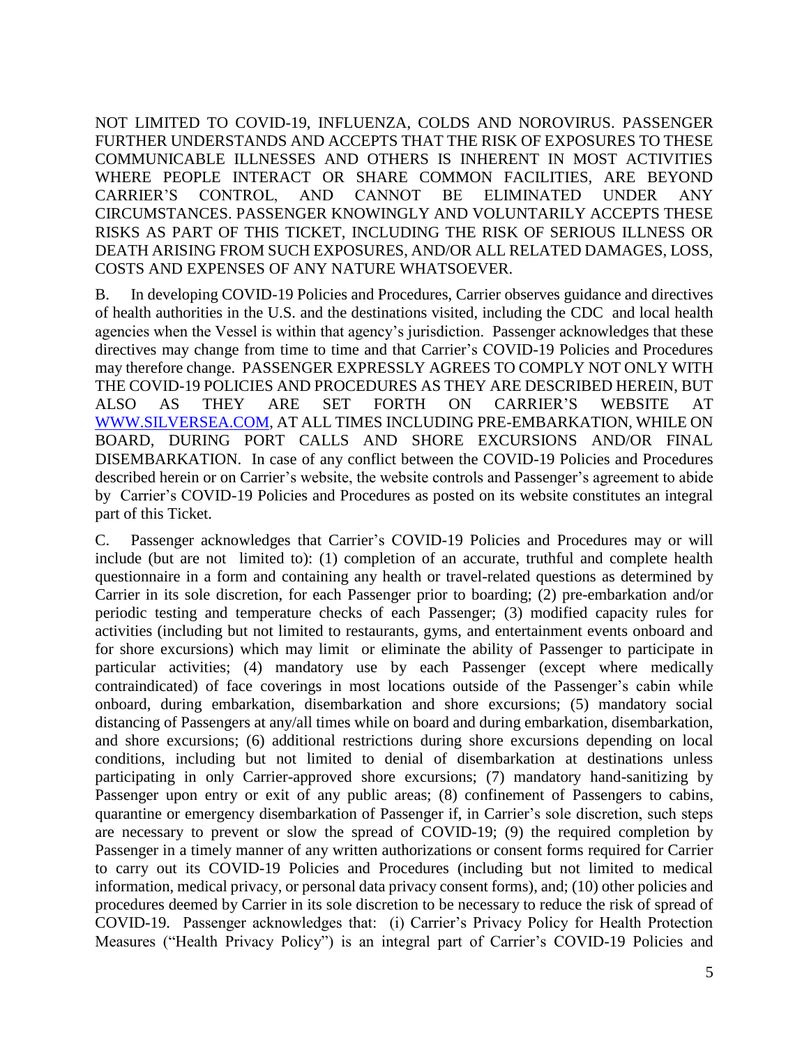NOT LIMITED TO COVID-19, INFLUENZA, COLDS AND NOROVIRUS. PASSENGER FURTHER UNDERSTANDS AND ACCEPTS THAT THE RISK OF EXPOSURES TO THESE COMMUNICABLE ILLNESSES AND OTHERS IS INHERENT IN MOST ACTIVITIES WHERE PEOPLE INTERACT OR SHARE COMMON FACILITIES, ARE BEYOND CARRIER'S CONTROL, AND CANNOT BE ELIMINATED UNDER ANY CIRCUMSTANCES. PASSENGER KNOWINGLY AND VOLUNTARILY ACCEPTS THESE RISKS AS PART OF THIS TICKET, INCLUDING THE RISK OF SERIOUS ILLNESS OR DEATH ARISING FROM SUCH EXPOSURES, AND/OR ALL RELATED DAMAGES, LOSS, COSTS AND EXPENSES OF ANY NATURE WHATSOEVER.

B. In developing COVID-19 Policies and Procedures, Carrier observes guidance and directives of health authorities in the U.S. and the destinations visited, including the CDC and local health agencies when the Vessel is within that agency's jurisdiction. Passenger acknowledges that these directives may change from time to time and that Carrier's COVID-19 Policies and Procedures may therefore change. PASSENGER EXPRESSLY AGREES TO COMPLY NOT ONLY WITH THE COVID-19 POLICIES AND PROCEDURES AS THEY ARE DESCRIBED HEREIN, BUT ALSO AS THEY ARE SET FORTH ON CARRIER'S WEBSITE AT [WWW.SILVERSEA.COM](http://www.silversea.com), AT ALL TIMES INCLUDING PRE-EMBARKATION, WHILE ON BOARD, DURING PORT CALLS AND SHORE EXCURSIONS AND/OR FINAL DISEMBARKATION. In case of any conflict between the COVID-19 Policies and Procedures described herein or on Carrier's website, the website controls and Passenger's agreement to abide by Carrier's COVID-19 Policies and Procedures as posted on its website constitutes an integral part of this Ticket.

C. Passenger acknowledges that Carrier's COVID-19 Policies and Procedures may or will include (but are not limited to): (1) completion of an accurate, truthful and complete health questionnaire in a form and containing any health or travel-related questions as determined by Carrier in its sole discretion, for each Passenger prior to boarding; (2) pre-embarkation and/or periodic testing and temperature checks of each Passenger; (3) modified capacity rules for activities (including but not limited to restaurants, gyms, and entertainment events onboard and for shore excursions) which may limit or eliminate the ability of Passenger to participate in particular activities; (4) mandatory use by each Passenger (except where medically contraindicated) of face coverings in most locations outside of the Passenger's cabin while onboard, during embarkation, disembarkation and shore excursions; (5) mandatory social distancing of Passengers at any/all times while on board and during embarkation, disembarkation, and shore excursions; (6) additional restrictions during shore excursions depending on local conditions, including but not limited to denial of disembarkation at destinations unless participating in only Carrier-approved shore excursions; (7) mandatory hand-sanitizing by Passenger upon entry or exit of any public areas; (8) confinement of Passengers to cabins, quarantine or emergency disembarkation of Passenger if, in Carrier's sole discretion, such steps are necessary to prevent or slow the spread of COVID-19; (9) the required completion by Passenger in a timely manner of any written authorizations or consent forms required for Carrier to carry out its COVID-19 Policies and Procedures (including but not limited to medical information, medical privacy, or personal data privacy consent forms), and; (10) other policies and procedures deemed by Carrier in its sole discretion to be necessary to reduce the risk of spread of COVID-19. Passenger acknowledges that: (i) Carrier's Privacy Policy for Health Protection Measures ("Health Privacy Policy") is an integral part of Carrier's COVID-19 Policies and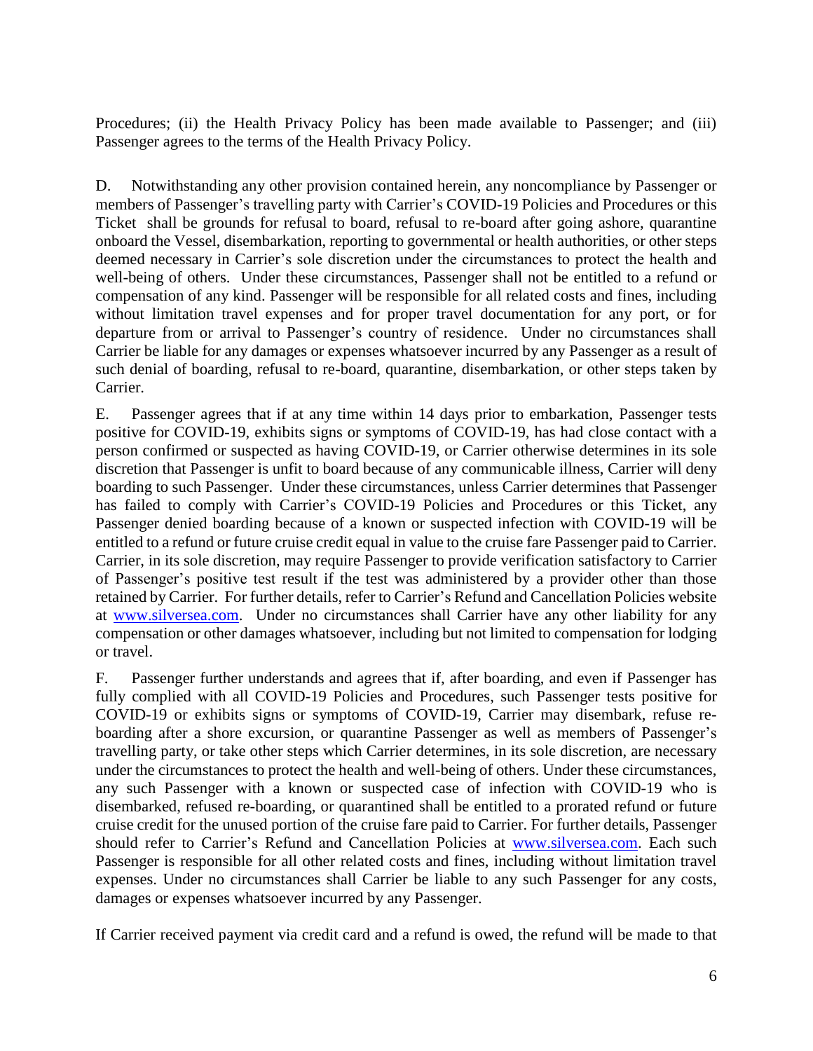Procedures; (ii) the Health Privacy Policy has been made available to Passenger; and (iii) Passenger agrees to the terms of the Health Privacy Policy.

D. Notwithstanding any other provision contained herein, any noncompliance by Passenger or members of Passenger's travelling party with Carrier's COVID-19 Policies and Procedures or this Ticket shall be grounds for refusal to board, refusal to re-board after going ashore, quarantine onboard the Vessel, disembarkation, reporting to governmental or health authorities, or other steps deemed necessary in Carrier's sole discretion under the circumstances to protect the health and well-being of others. Under these circumstances, Passenger shall not be entitled to a refund or compensation of any kind. Passenger will be responsible for all related costs and fines, including without limitation travel expenses and for proper travel documentation for any port, or for departure from or arrival to Passenger's country of residence. Under no circumstances shall Carrier be liable for any damages or expenses whatsoever incurred by any Passenger as a result of such denial of boarding, refusal to re-board, quarantine, disembarkation, or other steps taken by Carrier.

E. Passenger agrees that if at any time within 14 days prior to embarkation, Passenger tests positive for COVID-19, exhibits signs or symptoms of COVID-19, has had close contact with a person confirmed or suspected as having COVID-19, or Carrier otherwise determines in its sole discretion that Passenger is unfit to board because of any communicable illness, Carrier will deny boarding to such Passenger. Under these circumstances, unless Carrier determines that Passenger has failed to comply with Carrier's COVID-19 Policies and Procedures or this Ticket, any Passenger denied boarding because of a known or suspected infection with COVID-19 will be entitled to a refund or future cruise credit equal in value to the cruise fare Passenger paid to Carrier. Carrier, in its sole discretion, may require Passenger to provide verification satisfactory to Carrier of Passenger's positive test result if the test was administered by a provider other than those retained by Carrier. For further details, refer to Carrier's Refund and Cancellation Policies website at www.silversea.com. Under no circumstances shall Carrier have any other liability for any compensation or other damages whatsoever, including but not limited to compensation for lodging or travel.

F. Passenger further understands and agrees that if, after boarding, and even if Passenger has fully complied with all COVID-19 Policies and Procedures, such Passenger tests positive for COVID-19 or exhibits signs or symptoms of COVID-19, Carrier may disembark, refuse re-boarding after a shore excursion, or quarantine Passenger as well as members of Passenger's travelling party, or take other steps which Carrier determines, in its sole discretion, are necessary under the circumstances to protect the health and well-being of others. Under these circumstances, any such Passenger with a known or suspected case of infection with COVID-19 who is disembarked, refused re-boarding, or quarantined shall be entitled to a prorated refund or future cruise credit for the unused portion of the cruise fare paid to Carrier. For further details, Passenger should refer to Carrier's Refund and Cancellation Policies at www.silversea.com. Each such Passenger is responsible for all other related costs and fines, including without limitation travel expenses. Under no circumstances shall Carrier be liable to any such Passenger for any costs, damages or expenses whatsoever incurred by any Passenger.

If Carrier received payment via credit card and a refund is owed, the refund will be made to that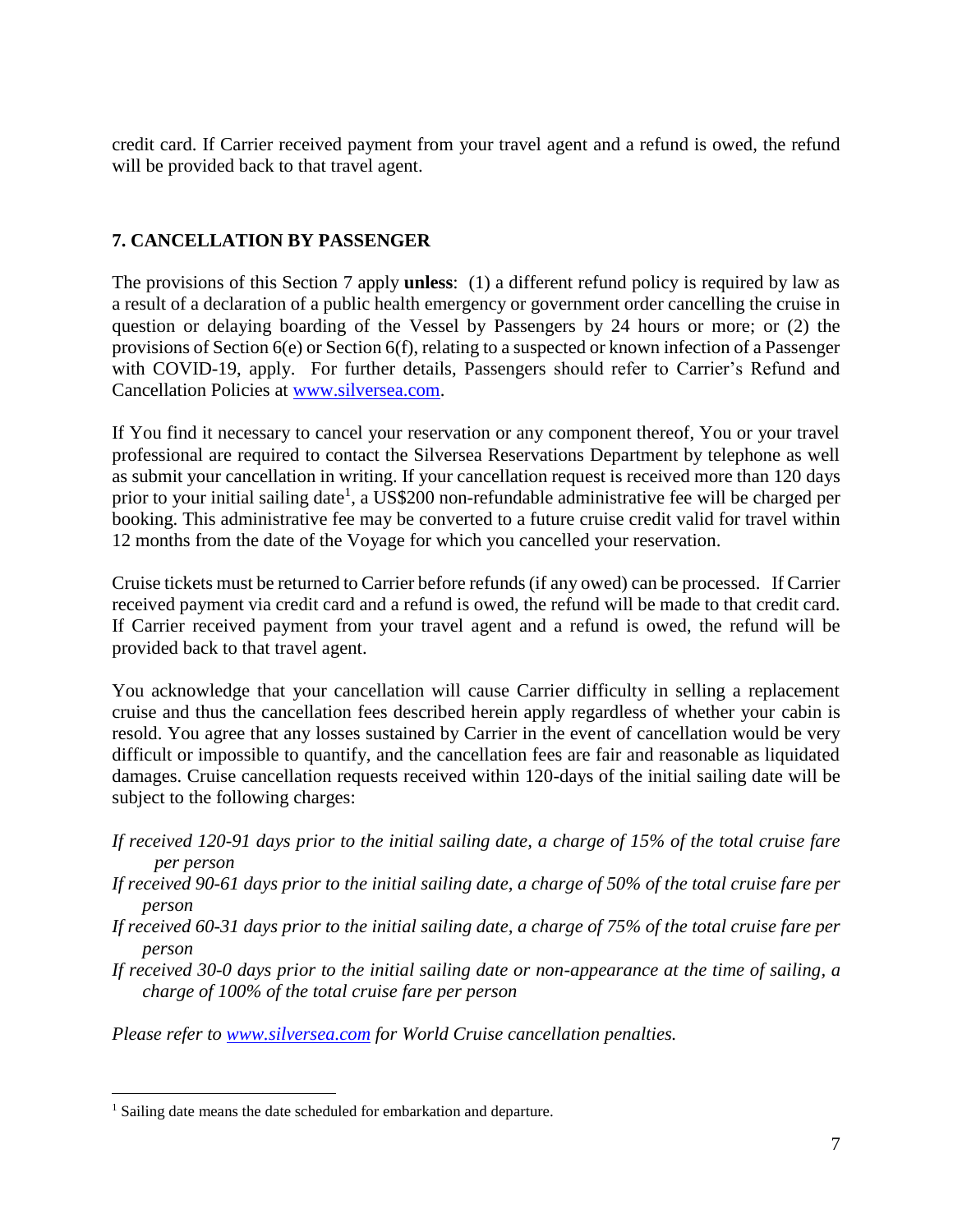credit card. If Carrier received payment from your travel agent and a refund is owed, the refund will be provided back to that travel agent.

## 7. CANCELLATION BY PASSENGER

The provisions of this Section 7 apply **unless**: (1) a different refund policy is required by law as a result of a declaration of a public health emergency or government order cancelling the cruise in question or delaying boarding of the Vessel by Passengers by 24 hours or more; or (2) the provisions of Section 6(e) or Section 6(f), relating to a suspected or known infection of a Passenger with COVID-19, apply. For further details, Passengers should refer to Carrier's Refund and Cancellation Policies at www.silversea.com.

If You find it necessary to cancel your reservation or any component thereof, You or your travel professional are required to contact the Silversea Reservations Department by telephone as well as submit your cancellation in writing. If your cancellation request is received more than 120 days prior to your initial sailing date[1], a US$200 non-refundable administrative fee will be charged per booking. This administrative fee may be converted to a future cruise credit valid for travel within 12 months from the date of the Voyage for which you cancelled your reservation.

Cruise tickets must be returned to Carrier before refunds (if any owed) can be processed. If Carrier received payment via credit card and a refund is owed, the refund will be made to that credit card. If Carrier received payment from your travel agent and a refund is owed, the refund will be provided back to that travel agent.

You acknowledge that your cancellation will cause Carrier difficulty in selling a replacement cruise and thus the cancellation fees described herein apply regardless of whether your cabin is resold. You agree that any losses sustained by Carrier in the event of cancellation would be very difficult or impossible to quantify, and the cancellation fees are fair and reasonable as liquidated damages. Cruise cancellation requests received within 120-days of the initial sailing date will be subject to the following charges:

*If received 120-91 days prior to the initial sailing date, a charge of 15% of the total cruise fare per person*

*If received 90-61 days prior to the initial sailing date, a charge of 50% of the total cruise fare per person*

*If received 60-31 days prior to the initial sailing date, a charge of 75% of the total cruise fare per person*

*If received 30-0 days prior to the initial sailing date or non-appearance at the time of sailing, a charge of 100% of the total cruise fare per person*

*Please refer to www.silversea.com for World Cruise cancellation penalties.*

[1] Sailing date means the date scheduled for embarkation and departure.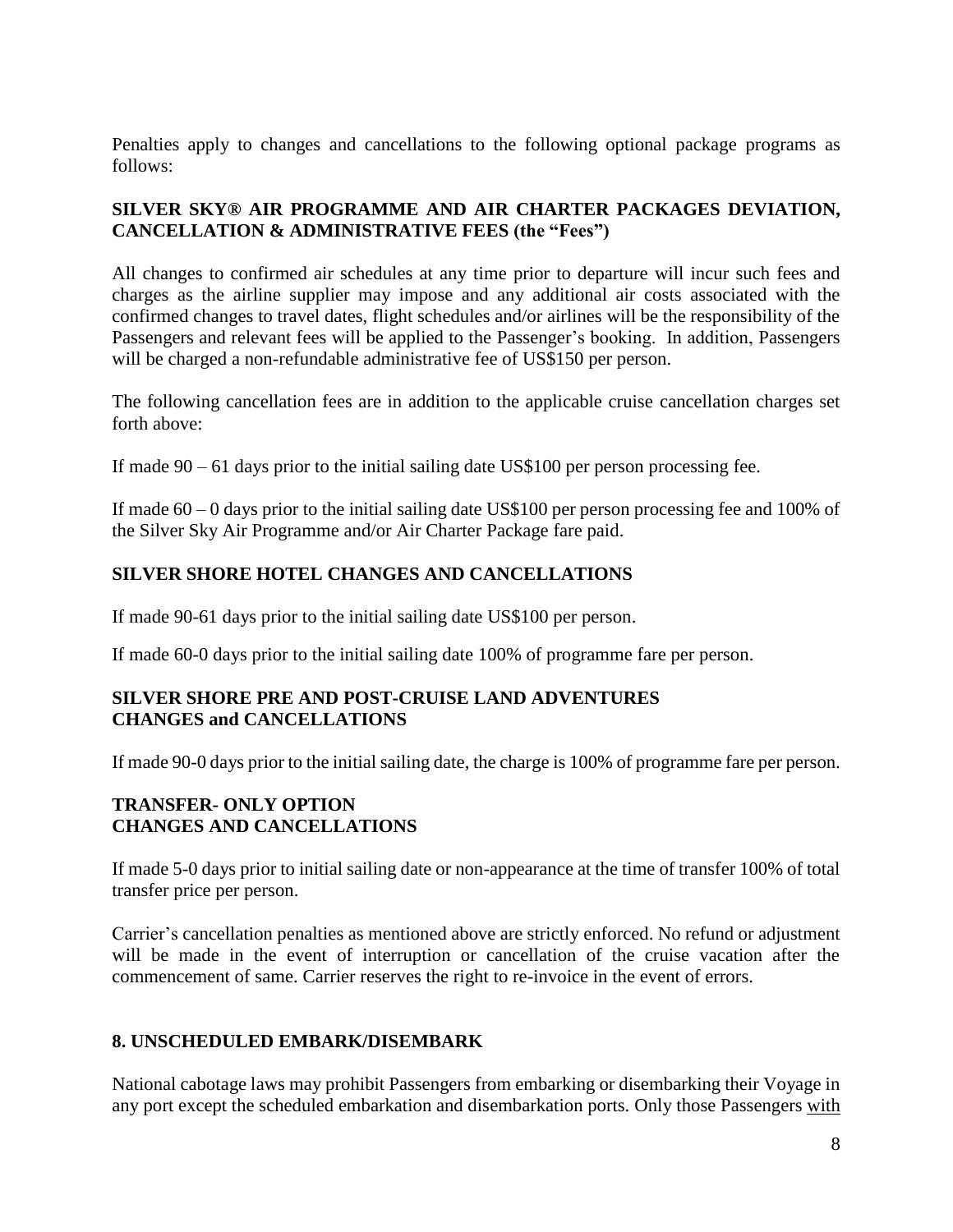Penalties apply to changes and cancellations to the following optional package programs as follows:

**SILVER SKY® AIR PROGRAMME AND AIR CHARTER PACKAGES DEVIATION, CANCELLATION & ADMINISTRATIVE FEES (the "Fees")**

All changes to confirmed air schedules at any time prior to departure will incur such fees and charges as the airline supplier may impose and any additional air costs associated with the confirmed changes to travel dates, flight schedules and/or airlines will be the responsibility of the Passengers and relevant fees will be applied to the Passenger's booking. In addition, Passengers will be charged a non-refundable administrative fee of US$150 per person.

The following cancellation fees are in addition to the applicable cruise cancellation charges set forth above:

If made 90 – 61 days prior to the initial sailing date US$100 per person processing fee.

If made 60 – 0 days prior to the initial sailing date US$100 per person processing fee and 100% of the Silver Sky Air Programme and/or Air Charter Package fare paid.

**SILVER SHORE HOTEL CHANGES AND CANCELLATIONS**

If made 90-61 days prior to the initial sailing date US$100 per person.

If made 60-0 days prior to the initial sailing date 100% of programme fare per person.

**SILVER SHORE PRE AND POST-CRUISE LAND ADVENTURES CHANGES and CANCELLATIONS**

If made 90-0 days prior to the initial sailing date, the charge is 100% of programme fare per person.

**TRANSFER- ONLY OPTION CHANGES AND CANCELLATIONS**

If made 5-0 days prior to initial sailing date or non-appearance at the time of transfer 100% of total transfer price per person.

Carrier's cancellation penalties as mentioned above are strictly enforced. No refund or adjustment will be made in the event of interruption or cancellation of the cruise vacation after the commencement of same. Carrier reserves the right to re-invoice in the event of errors.

## 8. UNSCHEDULED EMBARK/DISEMBARK

National cabotage laws may prohibit Passengers from embarking or disembarking their Voyage in any port except the scheduled embarkation and disembarkation ports. Only those Passengers with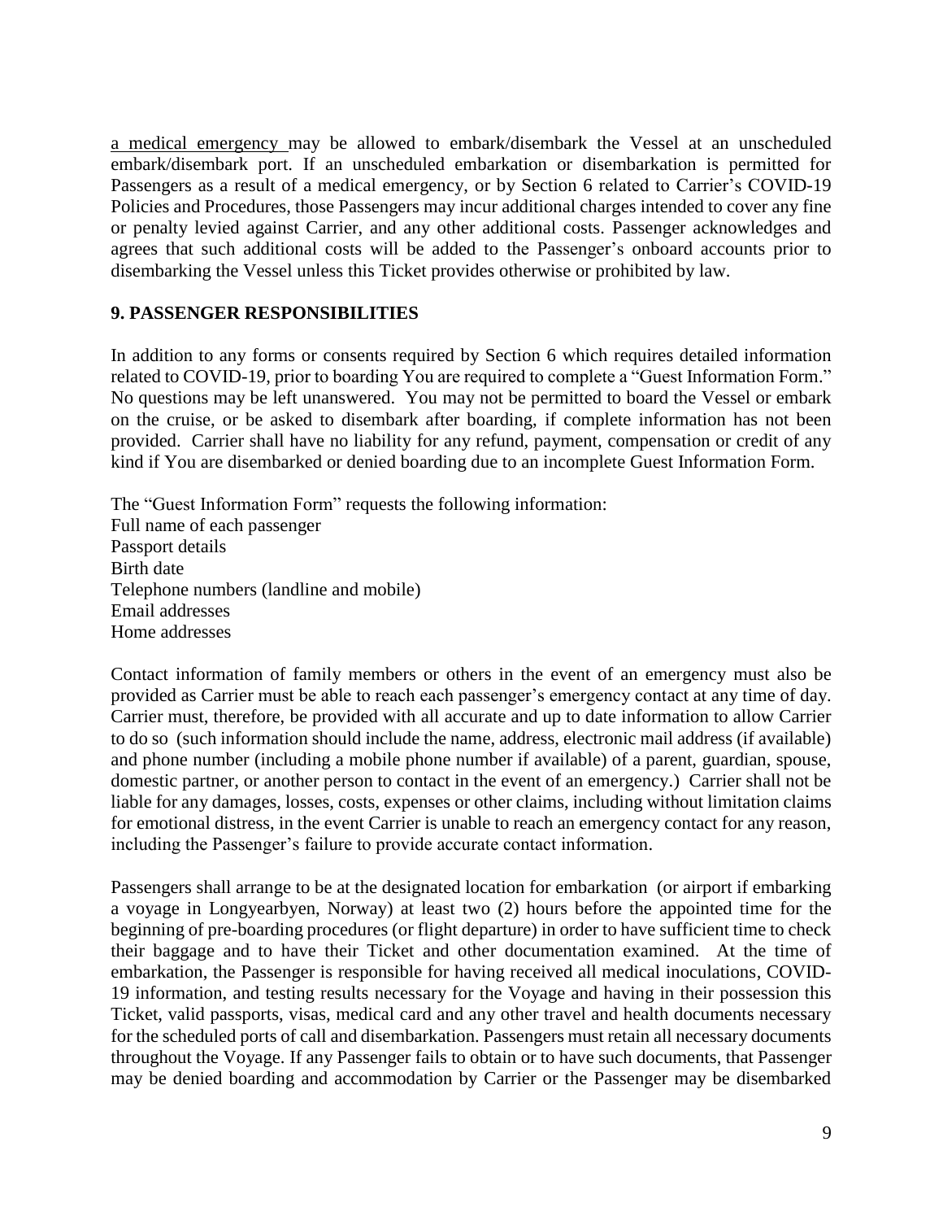a medical emergency may be allowed to embark/disembark the Vessel at an unscheduled embark/disembark port. If an unscheduled embarkation or disembarkation is permitted for Passengers as a result of a medical emergency, or by Section 6 related to Carrier's COVID-19 Policies and Procedures, those Passengers may incur additional charges intended to cover any fine or penalty levied against Carrier, and any other additional costs. Passenger acknowledges and agrees that such additional costs will be added to the Passenger's onboard accounts prior to disembarking the Vessel unless this Ticket provides otherwise or prohibited by law.

## 9. PASSENGER RESPONSIBILITIES

In addition to any forms or consents required by Section 6 which requires detailed information related to COVID-19, prior to boarding You are required to complete a "Guest Information Form." No questions may be left unanswered. You may not be permitted to board the Vessel or embark on the cruise, or be asked to disembark after boarding, if complete information has not been provided. Carrier shall have no liability for any refund, payment, compensation or credit of any kind if You are disembarked or denied boarding due to an incomplete Guest Information Form.

The "Guest Information Form" requests the following information:
Full name of each passenger
Passport details
Birth date
Telephone numbers (landline and mobile)
Email addresses
Home addresses

Contact information of family members or others in the event of an emergency must also be provided as Carrier must be able to reach each passenger's emergency contact at any time of day. Carrier must, therefore, be provided with all accurate and up to date information to allow Carrier to do so (such information should include the name, address, electronic mail address (if available) and phone number (including a mobile phone number if available) of a parent, guardian, spouse, domestic partner, or another person to contact in the event of an emergency.) Carrier shall not be liable for any damages, losses, costs, expenses or other claims, including without limitation claims for emotional distress, in the event Carrier is unable to reach an emergency contact for any reason, including the Passenger's failure to provide accurate contact information.

Passengers shall arrange to be at the designated location for embarkation (or airport if embarking a voyage in Longyearbyen, Norway) at least two (2) hours before the appointed time for the beginning of pre-boarding procedures (or flight departure) in order to have sufficient time to check their baggage and to have their Ticket and other documentation examined. At the time of embarkation, the Passenger is responsible for having received all medical inoculations, COVID-19 information, and testing results necessary for the Voyage and having in their possession this Ticket, valid passports, visas, medical card and any other travel and health documents necessary for the scheduled ports of call and disembarkation. Passengers must retain all necessary documents throughout the Voyage. If any Passenger fails to obtain or to have such documents, that Passenger may be denied boarding and accommodation by Carrier or the Passenger may be disembarked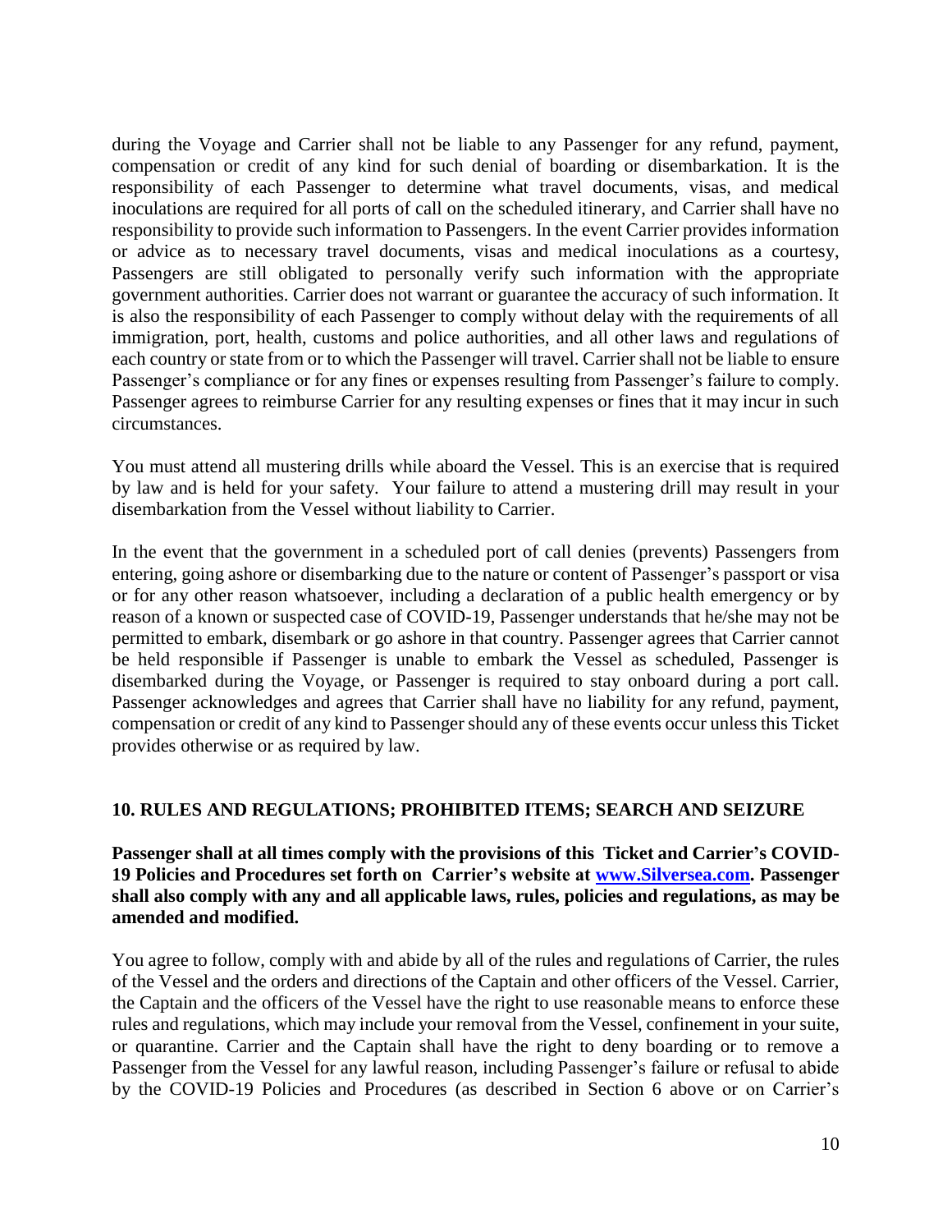during the Voyage and Carrier shall not be liable to any Passenger for any refund, payment, compensation or credit of any kind for such denial of boarding or disembarkation. It is the responsibility of each Passenger to determine what travel documents, visas, and medical inoculations are required for all ports of call on the scheduled itinerary, and Carrier shall have no responsibility to provide such information to Passengers. In the event Carrier provides information or advice as to necessary travel documents, visas and medical inoculations as a courtesy, Passengers are still obligated to personally verify such information with the appropriate government authorities. Carrier does not warrant or guarantee the accuracy of such information. It is also the responsibility of each Passenger to comply without delay with the requirements of all immigration, port, health, customs and police authorities, and all other laws and regulations of each country or state from or to which the Passenger will travel. Carrier shall not be liable to ensure Passenger's compliance or for any fines or expenses resulting from Passenger's failure to comply. Passenger agrees to reimburse Carrier for any resulting expenses or fines that it may incur in such circumstances.

You must attend all mustering drills while aboard the Vessel. This is an exercise that is required by law and is held for your safety. Your failure to attend a mustering drill may result in your disembarkation from the Vessel without liability to Carrier.

In the event that the government in a scheduled port of call denies (prevents) Passengers from entering, going ashore or disembarking due to the nature or content of Passenger's passport or visa or for any other reason whatsoever, including a declaration of a public health emergency or by reason of a known or suspected case of COVID-19, Passenger understands that he/she may not be permitted to embark, disembark or go ashore in that country. Passenger agrees that Carrier cannot be held responsible if Passenger is unable to embark the Vessel as scheduled, Passenger is disembarked during the Voyage, or Passenger is required to stay onboard during a port call. Passenger acknowledges and agrees that Carrier shall have no liability for any refund, payment, compensation or credit of any kind to Passenger should any of these events occur unless this Ticket provides otherwise or as required by law.

## 10. RULES AND REGULATIONS; PROHIBITED ITEMS; SEARCH AND SEIZURE

**Passenger shall at all times comply with the provisions of this Ticket and Carrier's COVID-19 Policies and Procedures set forth on Carrier's website at [www.Silversea.com](http://www.Silversea.com). Passenger shall also comply with any and all applicable laws, rules, policies and regulations, as may be amended and modified.**

You agree to follow, comply with and abide by all of the rules and regulations of Carrier, the rules of the Vessel and the orders and directions of the Captain and other officers of the Vessel. Carrier, the Captain and the officers of the Vessel have the right to use reasonable means to enforce these rules and regulations, which may include your removal from the Vessel, confinement in your suite, or quarantine. Carrier and the Captain shall have the right to deny boarding or to remove a Passenger from the Vessel for any lawful reason, including Passenger's failure or refusal to abide by the COVID-19 Policies and Procedures (as described in Section 6 above or on Carrier's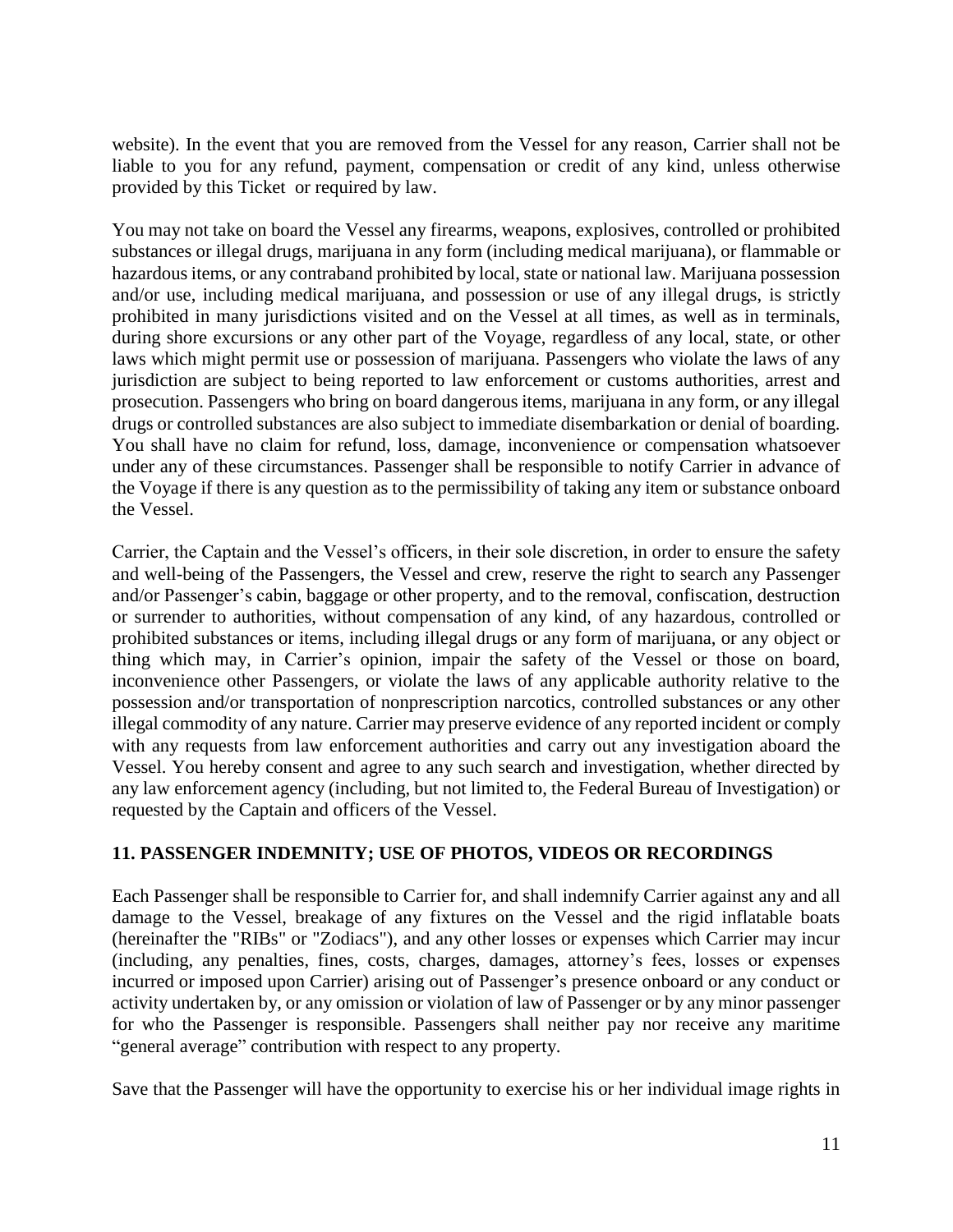website). In the event that you are removed from the Vessel for any reason, Carrier shall not be liable to you for any refund, payment, compensation or credit of any kind, unless otherwise provided by this Ticket or required by law.

You may not take on board the Vessel any firearms, weapons, explosives, controlled or prohibited substances or illegal drugs, marijuana in any form (including medical marijuana), or flammable or hazardous items, or any contraband prohibited by local, state or national law. Marijuana possession and/or use, including medical marijuana, and possession or use of any illegal drugs, is strictly prohibited in many jurisdictions visited and on the Vessel at all times, as well as in terminals, during shore excursions or any other part of the Voyage, regardless of any local, state, or other laws which might permit use or possession of marijuana. Passengers who violate the laws of any jurisdiction are subject to being reported to law enforcement or customs authorities, arrest and prosecution. Passengers who bring on board dangerous items, marijuana in any form, or any illegal drugs or controlled substances are also subject to immediate disembarkation or denial of boarding. You shall have no claim for refund, loss, damage, inconvenience or compensation whatsoever under any of these circumstances. Passenger shall be responsible to notify Carrier in advance of the Voyage if there is any question as to the permissibility of taking any item or substance onboard the Vessel.

Carrier, the Captain and the Vessel's officers, in their sole discretion, in order to ensure the safety and well-being of the Passengers, the Vessel and crew, reserve the right to search any Passenger and/or Passenger's cabin, baggage or other property, and to the removal, confiscation, destruction or surrender to authorities, without compensation of any kind, of any hazardous, controlled or prohibited substances or items, including illegal drugs or any form of marijuana, or any object or thing which may, in Carrier's opinion, impair the safety of the Vessel or those on board, inconvenience other Passengers, or violate the laws of any applicable authority relative to the possession and/or transportation of nonprescription narcotics, controlled substances or any other illegal commodity of any nature. Carrier may preserve evidence of any reported incident or comply with any requests from law enforcement authorities and carry out any investigation aboard the Vessel. You hereby consent and agree to any such search and investigation, whether directed by any law enforcement agency (including, but not limited to, the Federal Bureau of Investigation) or requested by the Captain and officers of the Vessel.

## 11. PASSENGER INDEMNITY; USE OF PHOTOS, VIDEOS OR RECORDINGS

Each Passenger shall be responsible to Carrier for, and shall indemnify Carrier against any and all damage to the Vessel, breakage of any fixtures on the Vessel and the rigid inflatable boats (hereinafter the "RIBs" or "Zodiacs"), and any other losses or expenses which Carrier may incur (including, any penalties, fines, costs, charges, damages, attorney's fees, losses or expenses incurred or imposed upon Carrier) arising out of Passenger's presence onboard or any conduct or activity undertaken by, or any omission or violation of law of Passenger or by any minor passenger for who the Passenger is responsible. Passengers shall neither pay nor receive any maritime "general average" contribution with respect to any property.

Save that the Passenger will have the opportunity to exercise his or her individual image rights in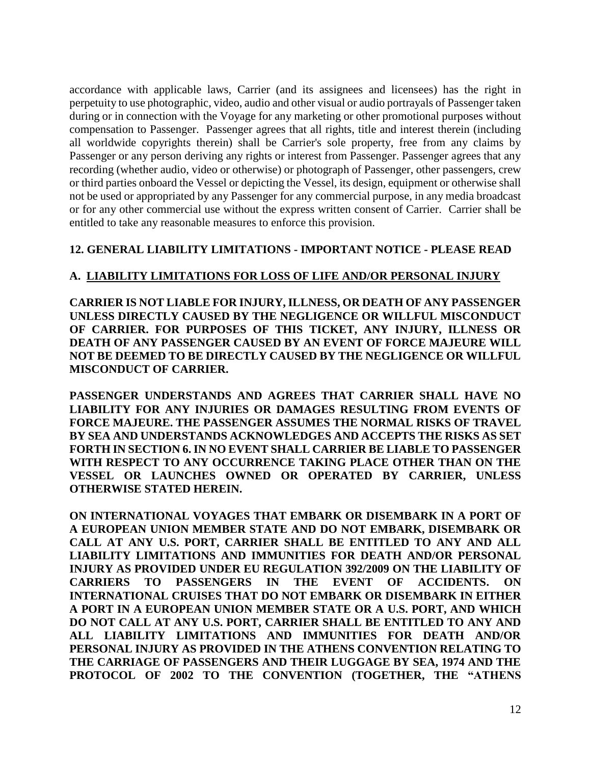accordance with applicable laws, Carrier (and its assignees and licensees) has the right in perpetuity to use photographic, video, audio and other visual or audio portrayals of Passenger taken during or in connection with the Voyage for any marketing or other promotional purposes without compensation to Passenger. Passenger agrees that all rights, title and interest therein (including all worldwide copyrights therein) shall be Carrier's sole property, free from any claims by Passenger or any person deriving any rights or interest from Passenger. Passenger agrees that any recording (whether audio, video or otherwise) or photograph of Passenger, other passengers, crew or third parties onboard the Vessel or depicting the Vessel, its design, equipment or otherwise shall not be used or appropriated by any Passenger for any commercial purpose, in any media broadcast or for any other commercial use without the express written consent of Carrier. Carrier shall be entitled to take any reasonable measures to enforce this provision.

## 12. GENERAL LIABILITY LIMITATIONS - IMPORTANT NOTICE - PLEASE READ

### A. LIABILITY LIMITATIONS FOR LOSS OF LIFE AND/OR PERSONAL INJURY

**CARRIER IS NOT LIABLE FOR INJURY, ILLNESS, OR DEATH OF ANY PASSENGER UNLESS DIRECTLY CAUSED BY THE NEGLIGENCE OR WILLFUL MISCONDUCT OF CARRIER. FOR PURPOSES OF THIS TICKET, ANY INJURY, ILLNESS OR DEATH OF ANY PASSENGER CAUSED BY AN EVENT OF FORCE MAJEURE WILL NOT BE DEEMED TO BE DIRECTLY CAUSED BY THE NEGLIGENCE OR WILLFUL MISCONDUCT OF CARRIER.**

**PASSENGER UNDERSTANDS AND AGREES THAT CARRIER SHALL HAVE NO LIABILITY FOR ANY INJURIES OR DAMAGES RESULTING FROM EVENTS OF FORCE MAJEURE. THE PASSENGER ASSUMES THE NORMAL RISKS OF TRAVEL BY SEA AND UNDERSTANDS ACKNOWLEDGES AND ACCEPTS THE RISKS AS SET FORTH IN SECTION 6. IN NO EVENT SHALL CARRIER BE LIABLE TO PASSENGER WITH RESPECT TO ANY OCCURRENCE TAKING PLACE OTHER THAN ON THE VESSEL OR LAUNCHES OWNED OR OPERATED BY CARRIER, UNLESS OTHERWISE STATED HEREIN.**

**ON INTERNATIONAL VOYAGES THAT EMBARK OR DISEMBARK IN A PORT OF A EUROPEAN UNION MEMBER STATE AND DO NOT EMBARK, DISEMBARK OR CALL AT ANY U.S. PORT, CARRIER SHALL BE ENTITLED TO ANY AND ALL LIABILITY LIMITATIONS AND IMMUNITIES FOR DEATH AND/OR PERSONAL INJURY AS PROVIDED UNDER EU REGULATION 392/2009 ON THE LIABILITY OF CARRIERS TO PASSENGERS IN THE EVENT OF ACCIDENTS. ON INTERNATIONAL CRUISES THAT DO NOT EMBARK OR DISEMBARK IN EITHER A PORT IN A EUROPEAN UNION MEMBER STATE OR A U.S. PORT, AND WHICH DO NOT CALL AT ANY U.S. PORT, CARRIER SHALL BE ENTITLED TO ANY AND ALL LIABILITY LIMITATIONS AND IMMUNITIES FOR DEATH AND/OR PERSONAL INJURY AS PROVIDED IN THE ATHENS CONVENTION RELATING TO THE CARRIAGE OF PASSENGERS AND THEIR LUGGAGE BY SEA, 1974 AND THE PROTOCOL OF 2002 TO THE CONVENTION (TOGETHER, THE "ATHENS**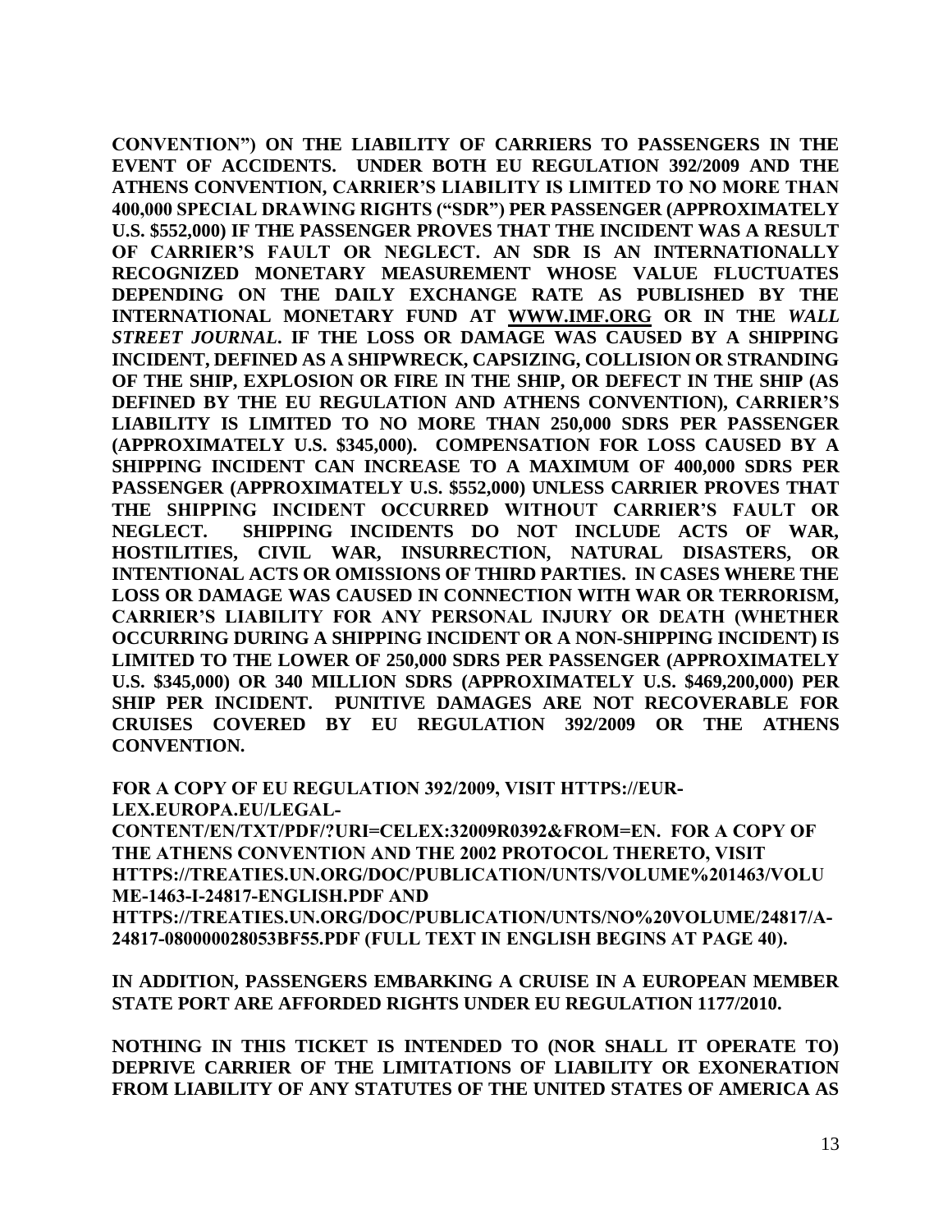**CONVENTION") ON THE LIABILITY OF CARRIERS TO PASSENGERS IN THE EVENT OF ACCIDENTS. UNDER BOTH EU REGULATION 392/2009 AND THE ATHENS CONVENTION, CARRIER'S LIABILITY IS LIMITED TO NO MORE THAN 400,000 SPECIAL DRAWING RIGHTS ("SDR") PER PASSENGER (APPROXIMATELY U.S. $552,000) IF THE PASSENGER PROVES THAT THE INCIDENT WAS A RESULT OF CARRIER'S FAULT OR NEGLECT. AN SDR IS AN INTERNATIONALLY RECOGNIZED MONETARY MEASUREMENT WHOSE VALUE FLUCTUATES DEPENDING ON THE DAILY EXCHANGE RATE AS PUBLISHED BY THE INTERNATIONAL MONETARY FUND AT WWW.IMF.ORG OR IN THE *WALL STREET JOURNAL*. IF THE LOSS OR DAMAGE WAS CAUSED BY A SHIPPING INCIDENT, DEFINED AS A SHIPWRECK, CAPSIZING, COLLISION OR STRANDING OF THE SHIP, EXPLOSION OR FIRE IN THE SHIP, OR DEFECT IN THE SHIP (AS DEFINED BY THE EU REGULATION AND ATHENS CONVENTION), CARRIER'S LIABILITY IS LIMITED TO NO MORE THAN 250,000 SDRS PER PASSENGER (APPROXIMATELY U.S. $345,000). COMPENSATION FOR LOSS CAUSED BY A SHIPPING INCIDENT CAN INCREASE TO A MAXIMUM OF 400,000 SDRS PER PASSENGER (APPROXIMATELY U.S. $552,000) UNLESS CARRIER PROVES THAT THE SHIPPING INCIDENT OCCURRED WITHOUT CARRIER'S FAULT OR NEGLECT. SHIPPING INCIDENTS DO NOT INCLUDE ACTS OF WAR, HOSTILITIES, CIVIL WAR, INSURRECTION, NATURAL DISASTERS, OR INTENTIONAL ACTS OR OMISSIONS OF THIRD PARTIES. IN CASES WHERE THE LOSS OR DAMAGE WAS CAUSED IN CONNECTION WITH WAR OR TERRORISM, CARRIER'S LIABILITY FOR ANY PERSONAL INJURY OR DEATH (WHETHER OCCURRING DURING A SHIPPING INCIDENT OR A NON-SHIPPING INCIDENT) IS LIMITED TO THE LOWER OF 250,000 SDRS PER PASSENGER (APPROXIMATELY U.S. $345,000) OR 340 MILLION SDRS (APPROXIMATELY U.S. $469,200,000) PER SHIP PER INCIDENT. PUNITIVE DAMAGES ARE NOT RECOVERABLE FOR CRUISES COVERED BY EU REGULATION 392/2009 OR THE ATHENS CONVENTION.**

**FOR A COPY OF EU REGULATION 392/2009, VISIT HTTPS://EUR-LEX.EUROPA.EU/LEGAL-CONTENT/EN/TXT/PDF/?URI=CELEX:32009R0392&FROM=EN. FOR A COPY OF THE ATHENS CONVENTION AND THE 2002 PROTOCOL THERETO, VISIT HTTPS://TREATIES.UN.ORG/DOC/PUBLICATION/UNTS/VOLUME%201463/VOLUME-1463-I-24817-ENGLISH.PDF AND HTTPS://TREATIES.UN.ORG/DOC/PUBLICATION/UNTS/NO%20VOLUME/24817/A-24817-080000028053BF55.PDF (FULL TEXT IN ENGLISH BEGINS AT PAGE 40).**

**IN ADDITION, PASSENGERS EMBARKING A CRUISE IN A EUROPEAN MEMBER STATE PORT ARE AFFORDED RIGHTS UNDER EU REGULATION 1177/2010.**

**NOTHING IN THIS TICKET IS INTENDED TO (NOR SHALL IT OPERATE TO) DEPRIVE CARRIER OF THE LIMITATIONS OF LIABILITY OR EXONERATION FROM LIABILITY OF ANY STATUTES OF THE UNITED STATES OF AMERICA AS**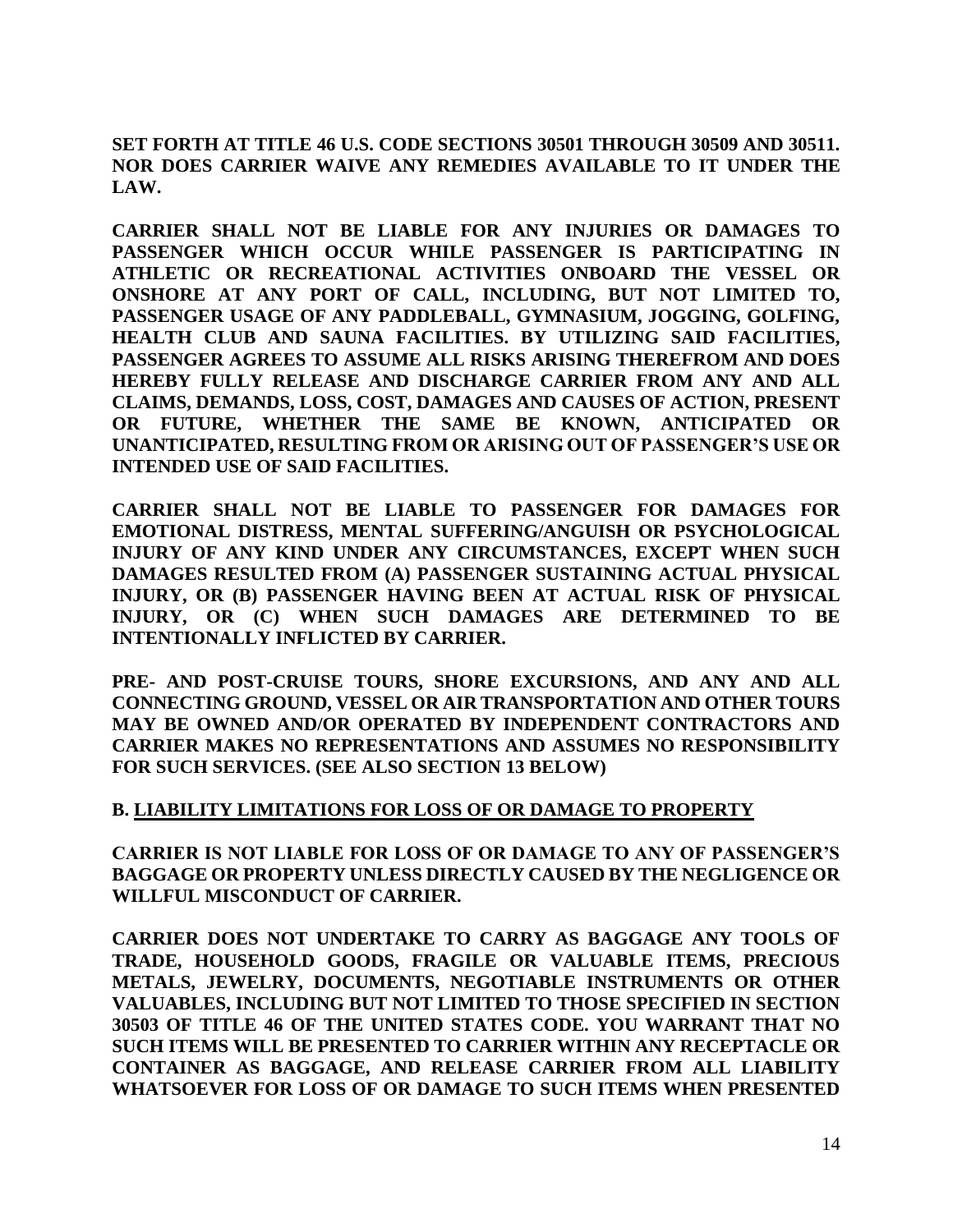**SET FORTH AT TITLE 46 U.S. CODE SECTIONS 30501 THROUGH 30509 AND 30511. NOR DOES CARRIER WAIVE ANY REMEDIES AVAILABLE TO IT UNDER THE LAW.**

**CARRIER SHALL NOT BE LIABLE FOR ANY INJURIES OR DAMAGES TO PASSENGER WHICH OCCUR WHILE PASSENGER IS PARTICIPATING IN ATHLETIC OR RECREATIONAL ACTIVITIES ONBOARD THE VESSEL OR ONSHORE AT ANY PORT OF CALL, INCLUDING, BUT NOT LIMITED TO, PASSENGER USAGE OF ANY PADDLEBALL, GYMNASIUM, JOGGING, GOLFING, HEALTH CLUB AND SAUNA FACILITIES. BY UTILIZING SAID FACILITIES, PASSENGER AGREES TO ASSUME ALL RISKS ARISING THEREFROM AND DOES HEREBY FULLY RELEASE AND DISCHARGE CARRIER FROM ANY AND ALL CLAIMS, DEMANDS, LOSS, COST, DAMAGES AND CAUSES OF ACTION, PRESENT OR FUTURE, WHETHER THE SAME BE KNOWN, ANTICIPATED OR UNANTICIPATED, RESULTING FROM OR ARISING OUT OF PASSENGER'S USE OR INTENDED USE OF SAID FACILITIES.**

**CARRIER SHALL NOT BE LIABLE TO PASSENGER FOR DAMAGES FOR EMOTIONAL DISTRESS, MENTAL SUFFERING/ANGUISH OR PSYCHOLOGICAL INJURY OF ANY KIND UNDER ANY CIRCUMSTANCES, EXCEPT WHEN SUCH DAMAGES RESULTED FROM (A) PASSENGER SUSTAINING ACTUAL PHYSICAL INJURY, OR (B) PASSENGER HAVING BEEN AT ACTUAL RISK OF PHYSICAL INJURY, OR (C) WHEN SUCH DAMAGES ARE DETERMINED TO BE INTENTIONALLY INFLICTED BY CARRIER.**

**PRE- AND POST-CRUISE TOURS, SHORE EXCURSIONS, AND ANY AND ALL CONNECTING GROUND, VESSEL OR AIR TRANSPORTATION AND OTHER TOURS MAY BE OWNED AND/OR OPERATED BY INDEPENDENT CONTRACTORS AND CARRIER MAKES NO REPRESENTATIONS AND ASSUMES NO RESPONSIBILITY FOR SUCH SERVICES. (SEE ALSO SECTION 13 BELOW)**

### B. LIABILITY LIMITATIONS FOR LOSS OF OR DAMAGE TO PROPERTY

**CARRIER IS NOT LIABLE FOR LOSS OF OR DAMAGE TO ANY OF PASSENGER'S BAGGAGE OR PROPERTY UNLESS DIRECTLY CAUSED BY THE NEGLIGENCE OR WILLFUL MISCONDUCT OF CARRIER.**

**CARRIER DOES NOT UNDERTAKE TO CARRY AS BAGGAGE ANY TOOLS OF TRADE, HOUSEHOLD GOODS, FRAGILE OR VALUABLE ITEMS, PRECIOUS METALS, JEWELRY, DOCUMENTS, NEGOTIABLE INSTRUMENTS OR OTHER VALUABLES, INCLUDING BUT NOT LIMITED TO THOSE SPECIFIED IN SECTION 30503 OF TITLE 46 OF THE UNITED STATES CODE. YOU WARRANT THAT NO SUCH ITEMS WILL BE PRESENTED TO CARRIER WITHIN ANY RECEPTACLE OR CONTAINER AS BAGGAGE, AND RELEASE CARRIER FROM ALL LIABILITY WHATSOEVER FOR LOSS OF OR DAMAGE TO SUCH ITEMS WHEN PRESENTED**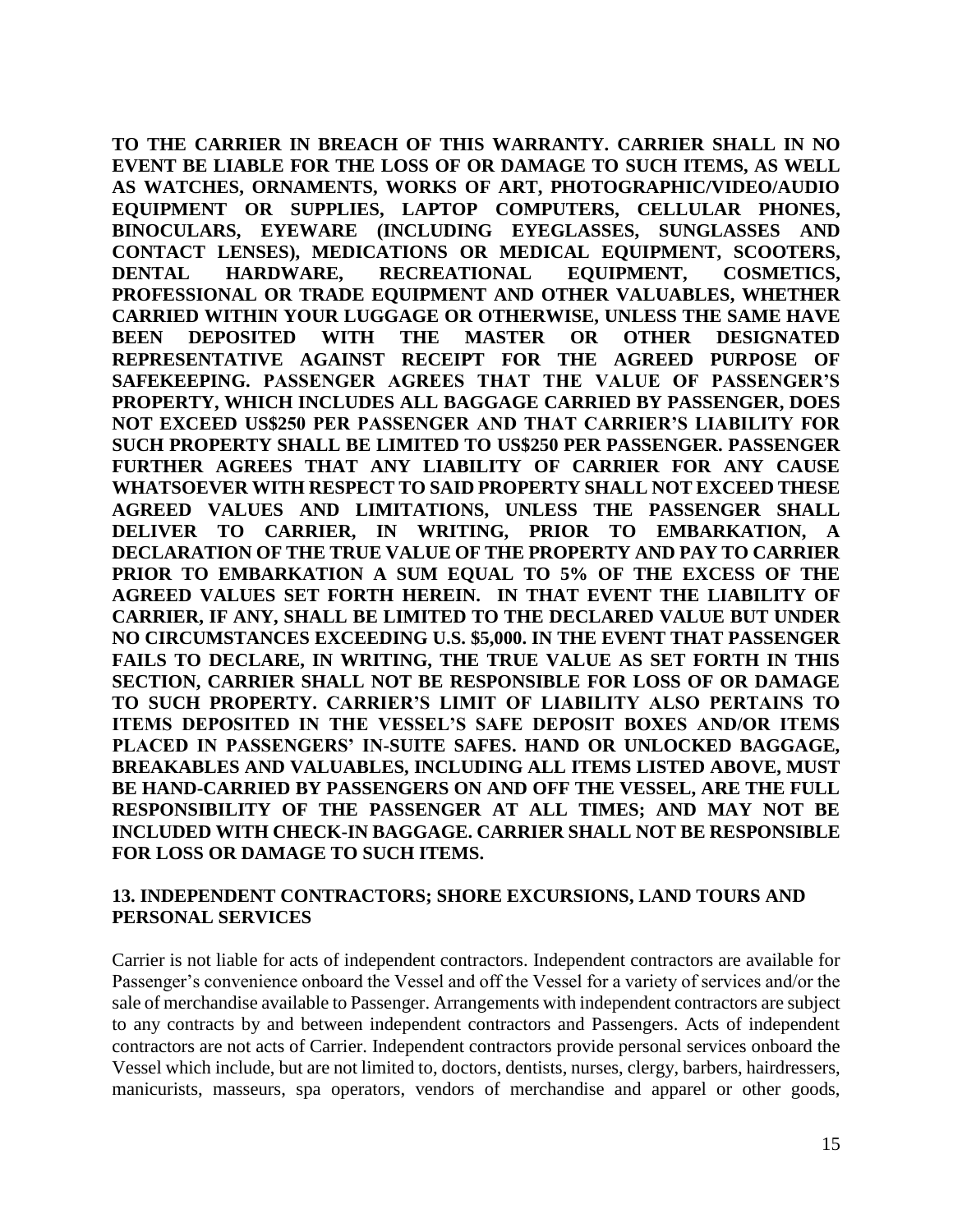**TO THE CARRIER IN BREACH OF THIS WARRANTY. CARRIER SHALL IN NO EVENT BE LIABLE FOR THE LOSS OF OR DAMAGE TO SUCH ITEMS, AS WELL AS WATCHES, ORNAMENTS, WORKS OF ART, PHOTOGRAPHIC/VIDEO/AUDIO EQUIPMENT OR SUPPLIES, LAPTOP COMPUTERS, CELLULAR PHONES, BINOCULARS, EYEWARE (INCLUDING EYEGLASSES, SUNGLASSES AND CONTACT LENSES), MEDICATIONS OR MEDICAL EQUIPMENT, SCOOTERS, DENTAL HARDWARE, RECREATIONAL EQUIPMENT, COSMETICS, PROFESSIONAL OR TRADE EQUIPMENT AND OTHER VALUABLES, WHETHER CARRIED WITHIN YOUR LUGGAGE OR OTHERWISE, UNLESS THE SAME HAVE BEEN DEPOSITED WITH THE MASTER OR OTHER DESIGNATED REPRESENTATIVE AGAINST RECEIPT FOR THE AGREED PURPOSE OF SAFEKEEPING. PASSENGER AGREES THAT THE VALUE OF PASSENGER'S PROPERTY, WHICH INCLUDES ALL BAGGAGE CARRIED BY PASSENGER, DOES NOT EXCEED US$250 PER PASSENGER AND THAT CARRIER'S LIABILITY FOR SUCH PROPERTY SHALL BE LIMITED TO US$250 PER PASSENGER. PASSENGER FURTHER AGREES THAT ANY LIABILITY OF CARRIER FOR ANY CAUSE WHATSOEVER WITH RESPECT TO SAID PROPERTY SHALL NOT EXCEED THESE AGREED VALUES AND LIMITATIONS, UNLESS THE PASSENGER SHALL DELIVER TO CARRIER, IN WRITING, PRIOR TO EMBARKATION, A DECLARATION OF THE TRUE VALUE OF THE PROPERTY AND PAY TO CARRIER PRIOR TO EMBARKATION A SUM EQUAL TO 5% OF THE EXCESS OF THE AGREED VALUES SET FORTH HEREIN. IN THAT EVENT THE LIABILITY OF CARRIER, IF ANY, SHALL BE LIMITED TO THE DECLARED VALUE BUT UNDER NO CIRCUMSTANCES EXCEEDING U.S. $5,000. IN THE EVENT THAT PASSENGER FAILS TO DECLARE, IN WRITING, THE TRUE VALUE AS SET FORTH IN THIS SECTION, CARRIER SHALL NOT BE RESPONSIBLE FOR LOSS OF OR DAMAGE TO SUCH PROPERTY. CARRIER'S LIMIT OF LIABILITY ALSO PERTAINS TO ITEMS DEPOSITED IN THE VESSEL'S SAFE DEPOSIT BOXES AND/OR ITEMS PLACED IN PASSENGERS' IN-SUITE SAFES. HAND OR UNLOCKED BAGGAGE, BREAKABLES AND VALUABLES, INCLUDING ALL ITEMS LISTED ABOVE, MUST BE HAND-CARRIED BY PASSENGERS ON AND OFF THE VESSEL, ARE THE FULL RESPONSIBILITY OF THE PASSENGER AT ALL TIMES; AND MAY NOT BE INCLUDED WITH CHECK-IN BAGGAGE. CARRIER SHALL NOT BE RESPONSIBLE FOR LOSS OR DAMAGE TO SUCH ITEMS.**

## 13. INDEPENDENT CONTRACTORS; SHORE EXCURSIONS, LAND TOURS AND PERSONAL SERVICES

Carrier is not liable for acts of independent contractors. Independent contractors are available for Passenger's convenience onboard the Vessel and off the Vessel for a variety of services and/or the sale of merchandise available to Passenger. Arrangements with independent contractors are subject to any contracts by and between independent contractors and Passengers. Acts of independent contractors are not acts of Carrier. Independent contractors provide personal services onboard the Vessel which include, but are not limited to, doctors, dentists, nurses, clergy, barbers, hairdressers, manicurists, masseurs, spa operators, vendors of merchandise and apparel or other goods,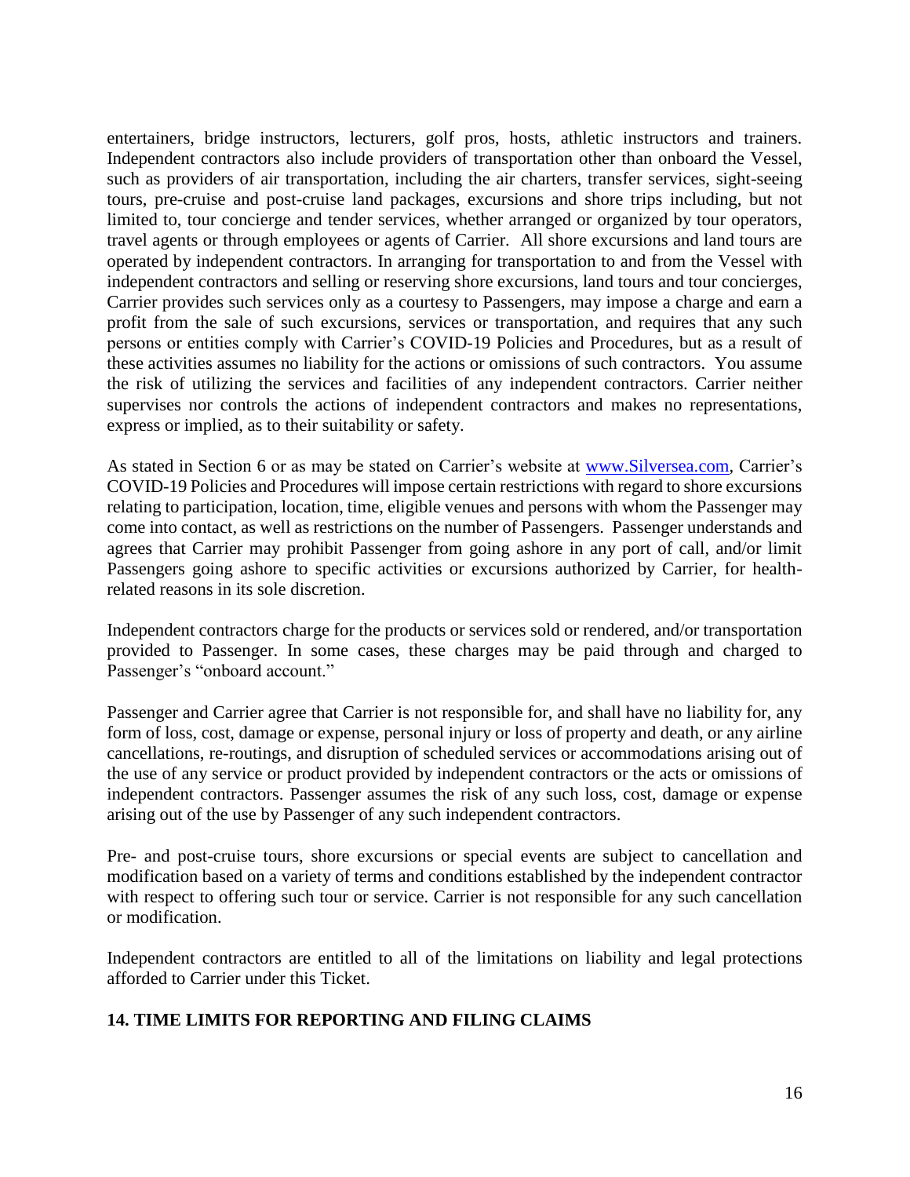entertainers, bridge instructors, lecturers, golf pros, hosts, athletic instructors and trainers. Independent contractors also include providers of transportation other than onboard the Vessel, such as providers of air transportation, including the air charters, transfer services, sight-seeing tours, pre-cruise and post-cruise land packages, excursions and shore trips including, but not limited to, tour concierge and tender services, whether arranged or organized by tour operators, travel agents or through employees or agents of Carrier. All shore excursions and land tours are operated by independent contractors. In arranging for transportation to and from the Vessel with independent contractors and selling or reserving shore excursions, land tours and tour concierges, Carrier provides such services only as a courtesy to Passengers, may impose a charge and earn a profit from the sale of such excursions, services or transportation, and requires that any such persons or entities comply with Carrier's COVID-19 Policies and Procedures, but as a result of these activities assumes no liability for the actions or omissions of such contractors. You assume the risk of utilizing the services and facilities of any independent contractors. Carrier neither supervises nor controls the actions of independent contractors and makes no representations, express or implied, as to their suitability or safety.

As stated in Section 6 or as may be stated on Carrier's website at [www.Silversea.com](www.Silversea.com), Carrier's COVID-19 Policies and Procedures will impose certain restrictions with regard to shore excursions relating to participation, location, time, eligible venues and persons with whom the Passenger may come into contact, as well as restrictions on the number of Passengers. Passenger understands and agrees that Carrier may prohibit Passenger from going ashore in any port of call, and/or limit Passengers going ashore to specific activities or excursions authorized by Carrier, for health-related reasons in its sole discretion.

Independent contractors charge for the products or services sold or rendered, and/or transportation provided to Passenger. In some cases, these charges may be paid through and charged to Passenger's "onboard account."

Passenger and Carrier agree that Carrier is not responsible for, and shall have no liability for, any form of loss, cost, damage or expense, personal injury or loss of property and death, or any airline cancellations, re-routings, and disruption of scheduled services or accommodations arising out of the use of any service or product provided by independent contractors or the acts or omissions of independent contractors. Passenger assumes the risk of any such loss, cost, damage or expense arising out of the use by Passenger of any such independent contractors.

Pre- and post-cruise tours, shore excursions or special events are subject to cancellation and modification based on a variety of terms and conditions established by the independent contractor with respect to offering such tour or service. Carrier is not responsible for any such cancellation or modification.

Independent contractors are entitled to all of the limitations on liability and legal protections afforded to Carrier under this Ticket.

## 14. TIME LIMITS FOR REPORTING AND FILING CLAIMS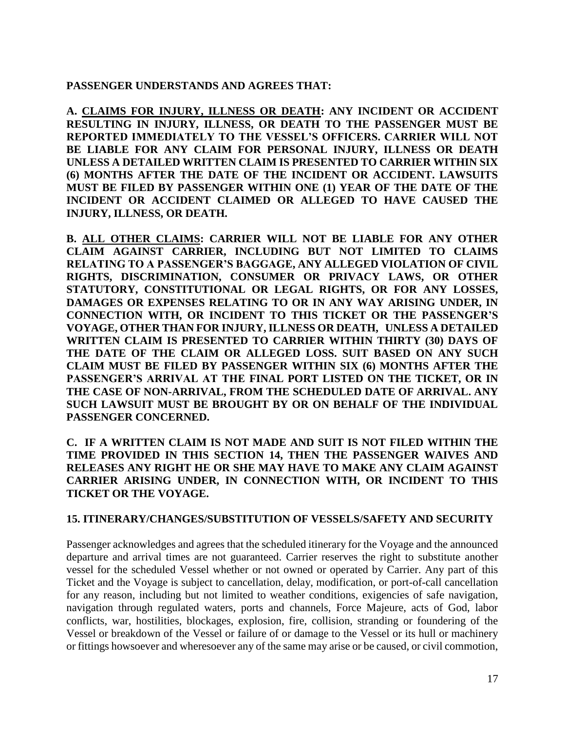**PASSENGER UNDERSTANDS AND AGREES THAT:**

**A. <u>CLAIMS FOR INJURY, ILLNESS OR DEATH</u>: ANY INCIDENT OR ACCIDENT RESULTING IN INJURY, ILLNESS, OR DEATH TO THE PASSENGER MUST BE REPORTED IMMEDIATELY TO THE VESSEL'S OFFICERS. CARRIER WILL NOT BE LIABLE FOR ANY CLAIM FOR PERSONAL INJURY, ILLNESS OR DEATH UNLESS A DETAILED WRITTEN CLAIM IS PRESENTED TO CARRIER WITHIN SIX (6) MONTHS AFTER THE DATE OF THE INCIDENT OR ACCIDENT. LAWSUITS MUST BE FILED BY PASSENGER WITHIN ONE (1) YEAR OF THE DATE OF THE INCIDENT OR ACCIDENT CLAIMED OR ALLEGED TO HAVE CAUSED THE INJURY, ILLNESS, OR DEATH.**

**B. <u>ALL OTHER CLAIMS</u>: CARRIER WILL NOT BE LIABLE FOR ANY OTHER CLAIM AGAINST CARRIER, INCLUDING BUT NOT LIMITED TO CLAIMS RELATING TO A PASSENGER'S BAGGAGE, ANY ALLEGED VIOLATION OF CIVIL RIGHTS, DISCRIMINATION, CONSUMER OR PRIVACY LAWS, OR OTHER STATUTORY, CONSTITUTIONAL OR LEGAL RIGHTS, OR FOR ANY LOSSES, DAMAGES OR EXPENSES RELATING TO OR IN ANY WAY ARISING UNDER, IN CONNECTION WITH, OR INCIDENT TO THIS TICKET OR THE PASSENGER'S VOYAGE, OTHER THAN FOR INJURY, ILLNESS OR DEATH, UNLESS A DETAILED WRITTEN CLAIM IS PRESENTED TO CARRIER WITHIN THIRTY (30) DAYS OF THE DATE OF THE CLAIM OR ALLEGED LOSS. SUIT BASED ON ANY SUCH CLAIM MUST BE FILED BY PASSENGER WITHIN SIX (6) MONTHS AFTER THE PASSENGER'S ARRIVAL AT THE FINAL PORT LISTED ON THE TICKET, OR IN THE CASE OF NON-ARRIVAL, FROM THE SCHEDULED DATE OF ARRIVAL. ANY SUCH LAWSUIT MUST BE BROUGHT BY OR ON BEHALF OF THE INDIVIDUAL PASSENGER CONCERNED.**

**C. IF A WRITTEN CLAIM IS NOT MADE AND SUIT IS NOT FILED WITHIN THE TIME PROVIDED IN THIS SECTION 14, THEN THE PASSENGER WAIVES AND RELEASES ANY RIGHT HE OR SHE MAY HAVE TO MAKE ANY CLAIM AGAINST CARRIER ARISING UNDER, IN CONNECTION WITH, OR INCIDENT TO THIS TICKET OR THE VOYAGE.**

**15. ITINERARY/CHANGES/SUBSTITUTION OF VESSELS/SAFETY AND SECURITY**

Passenger acknowledges and agrees that the scheduled itinerary for the Voyage and the announced departure and arrival times are not guaranteed. Carrier reserves the right to substitute another vessel for the scheduled Vessel whether or not owned or operated by Carrier. Any part of this Ticket and the Voyage is subject to cancellation, delay, modification, or port-of-call cancellation for any reason, including but not limited to weather conditions, exigencies of safe navigation, navigation through regulated waters, ports and channels, Force Majeure, acts of God, labor conflicts, war, hostilities, blockages, explosion, fire, collision, stranding or foundering of the Vessel or breakdown of the Vessel or failure of or damage to the Vessel or its hull or machinery or fittings howsoever and wheresoever any of the same may arise or be caused, or civil commotion,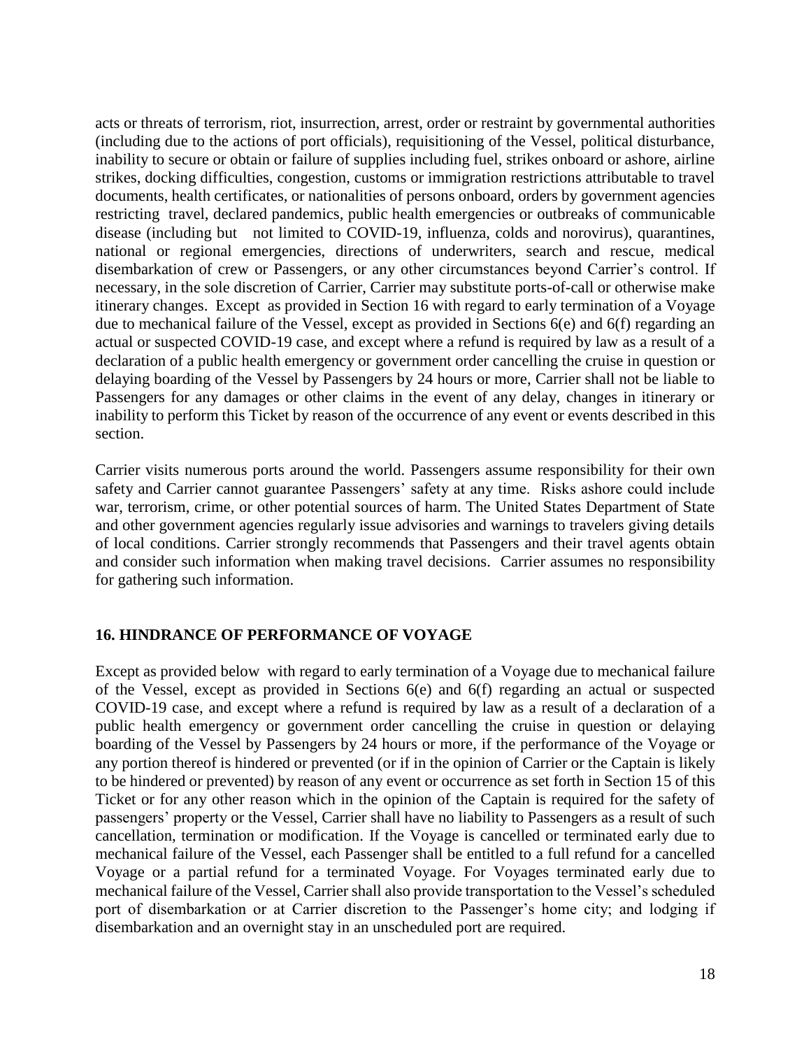acts or threats of terrorism, riot, insurrection, arrest, order or restraint by governmental authorities (including due to the actions of port officials), requisitioning of the Vessel, political disturbance, inability to secure or obtain or failure of supplies including fuel, strikes onboard or ashore, airline strikes, docking difficulties, congestion, customs or immigration restrictions attributable to travel documents, health certificates, or nationalities of persons onboard, orders by government agencies restricting travel, declared pandemics, public health emergencies or outbreaks of communicable disease (including but not limited to COVID-19, influenza, colds and norovirus), quarantines, national or regional emergencies, directions of underwriters, search and rescue, medical disembarkation of crew or Passengers, or any other circumstances beyond Carrier's control. If necessary, in the sole discretion of Carrier, Carrier may substitute ports-of-call or otherwise make itinerary changes. Except as provided in Section 16 with regard to early termination of a Voyage due to mechanical failure of the Vessel, except as provided in Sections 6(e) and 6(f) regarding an actual or suspected COVID-19 case, and except where a refund is required by law as a result of a declaration of a public health emergency or government order cancelling the cruise in question or delaying boarding of the Vessel by Passengers by 24 hours or more, Carrier shall not be liable to Passengers for any damages or other claims in the event of any delay, changes in itinerary or inability to perform this Ticket by reason of the occurrence of any event or events described in this section.

Carrier visits numerous ports around the world. Passengers assume responsibility for their own safety and Carrier cannot guarantee Passengers' safety at any time. Risks ashore could include war, terrorism, crime, or other potential sources of harm. The United States Department of State and other government agencies regularly issue advisories and warnings to travelers giving details of local conditions. Carrier strongly recommends that Passengers and their travel agents obtain and consider such information when making travel decisions. Carrier assumes no responsibility for gathering such information.

## 16. HINDRANCE OF PERFORMANCE OF VOYAGE

Except as provided below with regard to early termination of a Voyage due to mechanical failure of the Vessel, except as provided in Sections 6(e) and 6(f) regarding an actual or suspected COVID-19 case, and except where a refund is required by law as a result of a declaration of a public health emergency or government order cancelling the cruise in question or delaying boarding of the Vessel by Passengers by 24 hours or more, if the performance of the Voyage or any portion thereof is hindered or prevented (or if in the opinion of Carrier or the Captain is likely to be hindered or prevented) by reason of any event or occurrence as set forth in Section 15 of this Ticket or for any other reason which in the opinion of the Captain is required for the safety of passengers' property or the Vessel, Carrier shall have no liability to Passengers as a result of such cancellation, termination or modification. If the Voyage is cancelled or terminated early due to mechanical failure of the Vessel, each Passenger shall be entitled to a full refund for a cancelled Voyage or a partial refund for a terminated Voyage. For Voyages terminated early due to mechanical failure of the Vessel, Carrier shall also provide transportation to the Vessel's scheduled port of disembarkation or at Carrier discretion to the Passenger's home city; and lodging if disembarkation and an overnight stay in an unscheduled port are required.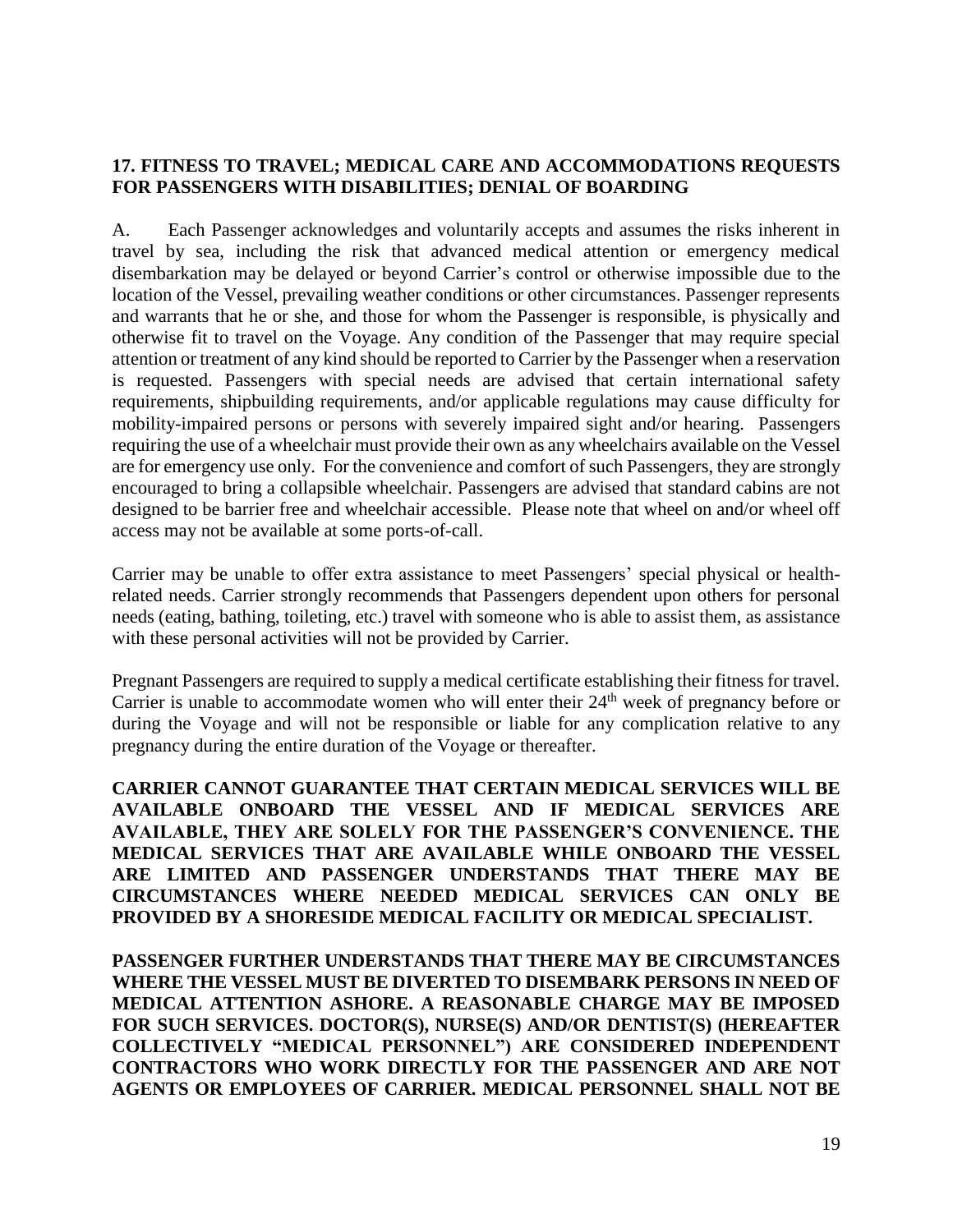## 17. FITNESS TO TRAVEL; MEDICAL CARE AND ACCOMMODATIONS REQUESTS FOR PASSENGERS WITH DISABILITIES; DENIAL OF BOARDING

A. Each Passenger acknowledges and voluntarily accepts and assumes the risks inherent in travel by sea, including the risk that advanced medical attention or emergency medical disembarkation may be delayed or beyond Carrier's control or otherwise impossible due to the location of the Vessel, prevailing weather conditions or other circumstances. Passenger represents and warrants that he or she, and those for whom the Passenger is responsible, is physically and otherwise fit to travel on the Voyage. Any condition of the Passenger that may require special attention or treatment of any kind should be reported to Carrier by the Passenger when a reservation is requested. Passengers with special needs are advised that certain international safety requirements, shipbuilding requirements, and/or applicable regulations may cause difficulty for mobility-impaired persons or persons with severely impaired sight and/or hearing. Passengers requiring the use of a wheelchair must provide their own as any wheelchairs available on the Vessel are for emergency use only. For the convenience and comfort of such Passengers, they are strongly encouraged to bring a collapsible wheelchair. Passengers are advised that standard cabins are not designed to be barrier free and wheelchair accessible. Please note that wheel on and/or wheel off access may not be available at some ports-of-call.

Carrier may be unable to offer extra assistance to meet Passengers' special physical or health-related needs. Carrier strongly recommends that Passengers dependent upon others for personal needs (eating, bathing, toileting, etc.) travel with someone who is able to assist them, as assistance with these personal activities will not be provided by Carrier.

Pregnant Passengers are required to supply a medical certificate establishing their fitness for travel. Carrier is unable to accommodate women who will enter their 24th week of pregnancy before or during the Voyage and will not be responsible or liable for any complication relative to any pregnancy during the entire duration of the Voyage or thereafter.

**CARRIER CANNOT GUARANTEE THAT CERTAIN MEDICAL SERVICES WILL BE AVAILABLE ONBOARD THE VESSEL AND IF MEDICAL SERVICES ARE AVAILABLE, THEY ARE SOLELY FOR THE PASSENGER'S CONVENIENCE. THE MEDICAL SERVICES THAT ARE AVAILABLE WHILE ONBOARD THE VESSEL ARE LIMITED AND PASSENGER UNDERSTANDS THAT THERE MAY BE CIRCUMSTANCES WHERE NEEDED MEDICAL SERVICES CAN ONLY BE PROVIDED BY A SHORESIDE MEDICAL FACILITY OR MEDICAL SPECIALIST.**

**PASSENGER FURTHER UNDERSTANDS THAT THERE MAY BE CIRCUMSTANCES WHERE THE VESSEL MUST BE DIVERTED TO DISEMBARK PERSONS IN NEED OF MEDICAL ATTENTION ASHORE. A REASONABLE CHARGE MAY BE IMPOSED FOR SUCH SERVICES. DOCTOR(S), NURSE(S) AND/OR DENTIST(S) (HEREAFTER COLLECTIVELY "MEDICAL PERSONNEL") ARE CONSIDERED INDEPENDENT CONTRACTORS WHO WORK DIRECTLY FOR THE PASSENGER AND ARE NOT AGENTS OR EMPLOYEES OF CARRIER. MEDICAL PERSONNEL SHALL NOT BE**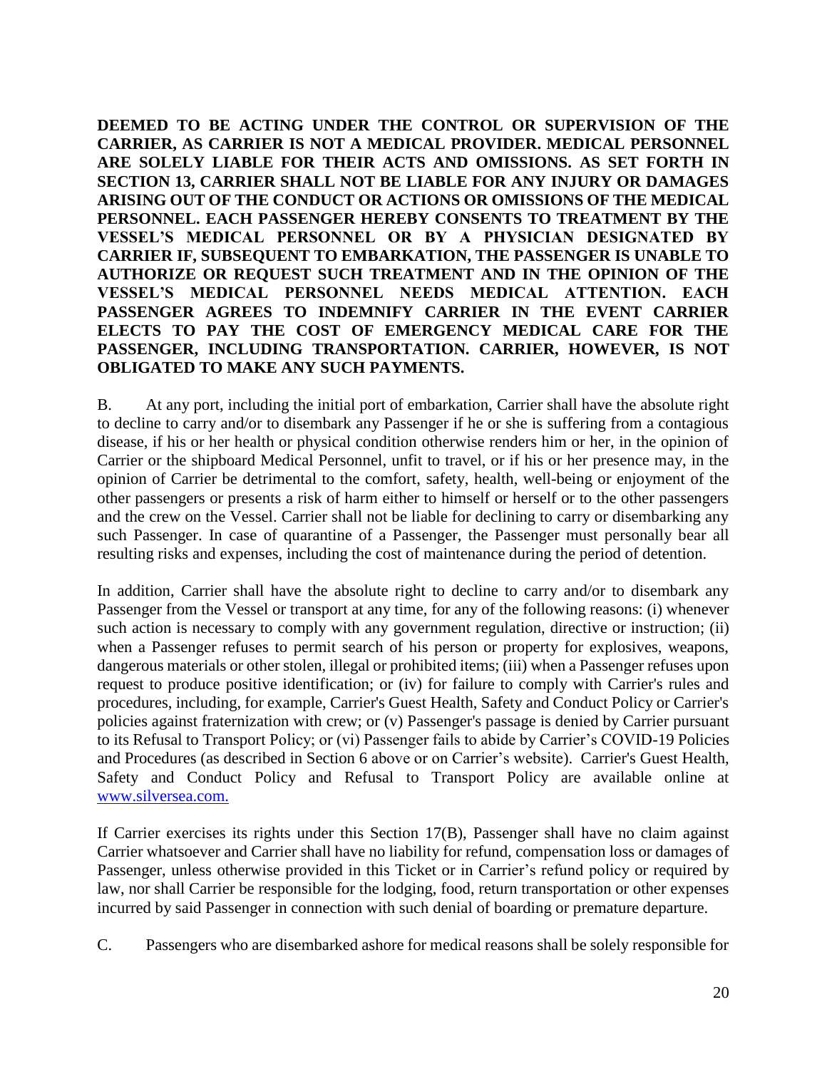**DEEMED TO BE ACTING UNDER THE CONTROL OR SUPERVISION OF THE CARRIER, AS CARRIER IS NOT A MEDICAL PROVIDER. MEDICAL PERSONNEL ARE SOLELY LIABLE FOR THEIR ACTS AND OMISSIONS. AS SET FORTH IN SECTION 13, CARRIER SHALL NOT BE LIABLE FOR ANY INJURY OR DAMAGES ARISING OUT OF THE CONDUCT OR ACTIONS OR OMISSIONS OF THE MEDICAL PERSONNEL. EACH PASSENGER HEREBY CONSENTS TO TREATMENT BY THE VESSEL'S MEDICAL PERSONNEL OR BY A PHYSICIAN DESIGNATED BY CARRIER IF, SUBSEQUENT TO EMBARKATION, THE PASSENGER IS UNABLE TO AUTHORIZE OR REQUEST SUCH TREATMENT AND IN THE OPINION OF THE VESSEL'S MEDICAL PERSONNEL NEEDS MEDICAL ATTENTION. EACH PASSENGER AGREES TO INDEMNIFY CARRIER IN THE EVENT CARRIER ELECTS TO PAY THE COST OF EMERGENCY MEDICAL CARE FOR THE PASSENGER, INCLUDING TRANSPORTATION. CARRIER, HOWEVER, IS NOT OBLIGATED TO MAKE ANY SUCH PAYMENTS.**

B. At any port, including the initial port of embarkation, Carrier shall have the absolute right to decline to carry and/or to disembark any Passenger if he or she is suffering from a contagious disease, if his or her health or physical condition otherwise renders him or her, in the opinion of Carrier or the shipboard Medical Personnel, unfit to travel, or if his or her presence may, in the opinion of Carrier be detrimental to the comfort, safety, health, well-being or enjoyment of the other passengers or presents a risk of harm either to himself or herself or to the other passengers and the crew on the Vessel. Carrier shall not be liable for declining to carry or disembarking any such Passenger. In case of quarantine of a Passenger, the Passenger must personally bear all resulting risks and expenses, including the cost of maintenance during the period of detention.

In addition, Carrier shall have the absolute right to decline to carry and/or to disembark any Passenger from the Vessel or transport at any time, for any of the following reasons: (i) whenever such action is necessary to comply with any government regulation, directive or instruction; (ii) when a Passenger refuses to permit search of his person or property for explosives, weapons, dangerous materials or other stolen, illegal or prohibited items; (iii) when a Passenger refuses upon request to produce positive identification; or (iv) for failure to comply with Carrier's rules and procedures, including, for example, Carrier's Guest Health, Safety and Conduct Policy or Carrier's policies against fraternization with crew; or (v) Passenger's passage is denied by Carrier pursuant to its Refusal to Transport Policy; or (vi) Passenger fails to abide by Carrier's COVID-19 Policies and Procedures (as described in Section 6 above or on Carrier's website). Carrier's Guest Health, Safety and Conduct Policy and Refusal to Transport Policy are available online at www.silversea.com.

If Carrier exercises its rights under this Section 17(B), Passenger shall have no claim against Carrier whatsoever and Carrier shall have no liability for refund, compensation loss or damages of Passenger, unless otherwise provided in this Ticket or in Carrier's refund policy or required by law, nor shall Carrier be responsible for the lodging, food, return transportation or other expenses incurred by said Passenger in connection with such denial of boarding or premature departure.

C. Passengers who are disembarked ashore for medical reasons shall be solely responsible for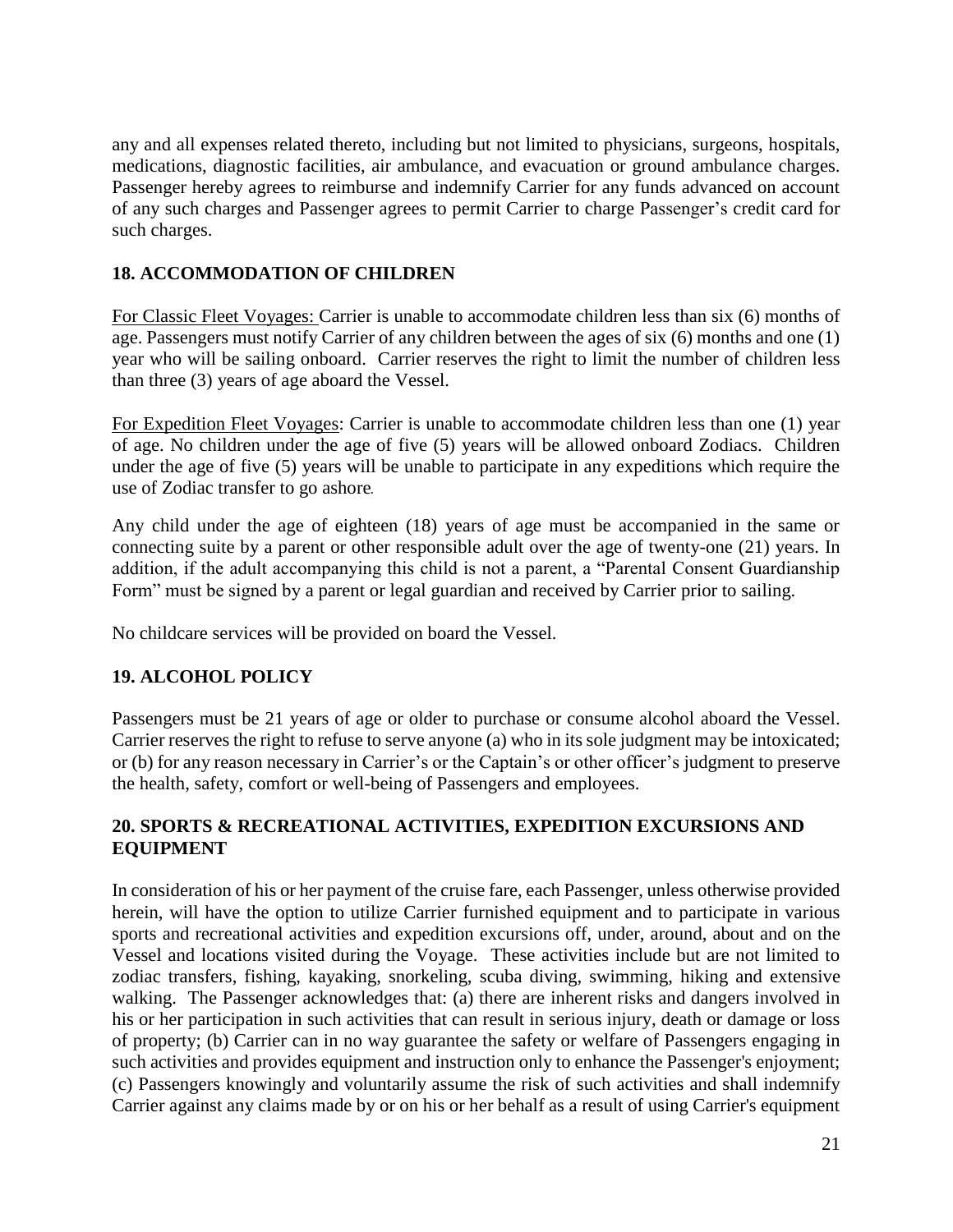any and all expenses related thereto, including but not limited to physicians, surgeons, hospitals, medications, diagnostic facilities, air ambulance, and evacuation or ground ambulance charges. Passenger hereby agrees to reimburse and indemnify Carrier for any funds advanced on account of any such charges and Passenger agrees to permit Carrier to charge Passenger's credit card for such charges.

## 18. ACCOMMODATION OF CHILDREN

For Classic Fleet Voyages: Carrier is unable to accommodate children less than six (6) months of age. Passengers must notify Carrier of any children between the ages of six (6) months and one (1) year who will be sailing onboard. Carrier reserves the right to limit the number of children less than three (3) years of age aboard the Vessel.

For Expedition Fleet Voyages: Carrier is unable to accommodate children less than one (1) year of age. No children under the age of five (5) years will be allowed onboard Zodiacs. Children under the age of five (5) years will be unable to participate in any expeditions which require the use of Zodiac transfer to go ashore.

Any child under the age of eighteen (18) years of age must be accompanied in the same or connecting suite by a parent or other responsible adult over the age of twenty-one (21) years. In addition, if the adult accompanying this child is not a parent, a "Parental Consent Guardianship Form" must be signed by a parent or legal guardian and received by Carrier prior to sailing.

No childcare services will be provided on board the Vessel.

## 19. ALCOHOL POLICY

Passengers must be 21 years of age or older to purchase or consume alcohol aboard the Vessel. Carrier reserves the right to refuse to serve anyone (a) who in its sole judgment may be intoxicated; or (b) for any reason necessary in Carrier's or the Captain's or other officer's judgment to preserve the health, safety, comfort or well-being of Passengers and employees.

## 20. SPORTS & RECREATIONAL ACTIVITIES, EXPEDITION EXCURSIONS AND EQUIPMENT

In consideration of his or her payment of the cruise fare, each Passenger, unless otherwise provided herein, will have the option to utilize Carrier furnished equipment and to participate in various sports and recreational activities and expedition excursions off, under, around, about and on the Vessel and locations visited during the Voyage. These activities include but are not limited to zodiac transfers, fishing, kayaking, snorkeling, scuba diving, swimming, hiking and extensive walking. The Passenger acknowledges that: (a) there are inherent risks and dangers involved in his or her participation in such activities that can result in serious injury, death or damage or loss of property; (b) Carrier can in no way guarantee the safety or welfare of Passengers engaging in such activities and provides equipment and instruction only to enhance the Passenger's enjoyment; (c) Passengers knowingly and voluntarily assume the risk of such activities and shall indemnify Carrier against any claims made by or on his or her behalf as a result of using Carrier's equipment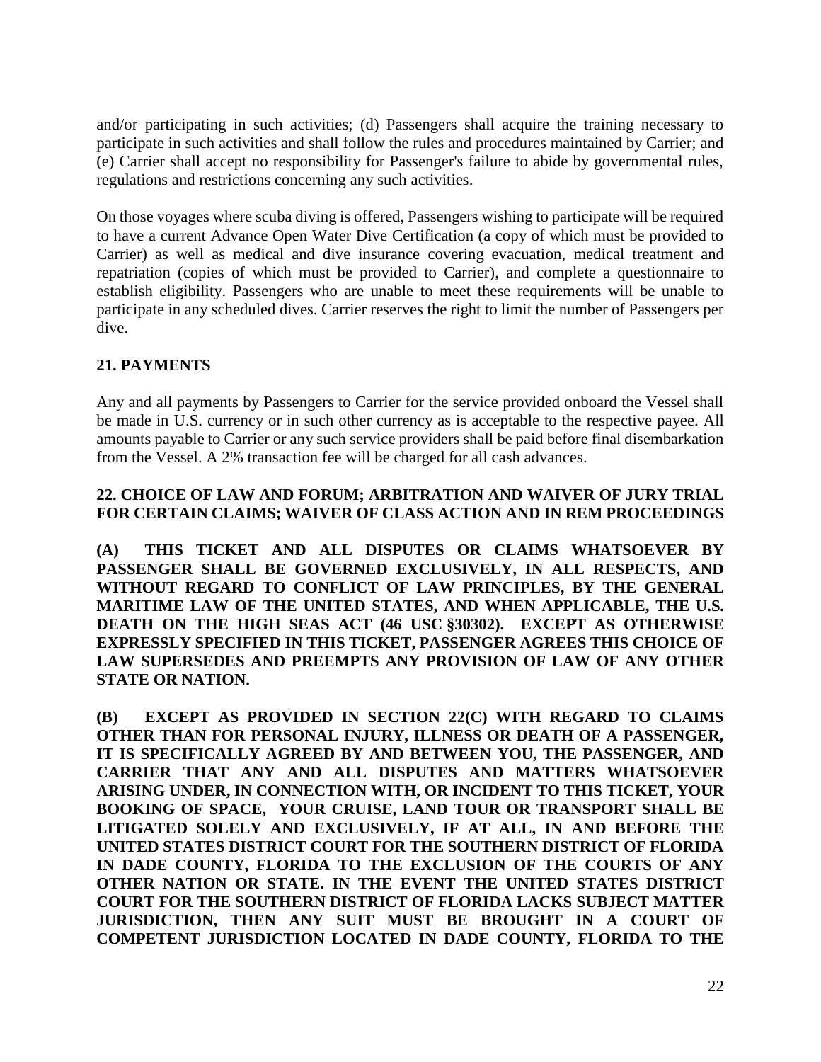and/or participating in such activities; (d) Passengers shall acquire the training necessary to participate in such activities and shall follow the rules and procedures maintained by Carrier; and (e) Carrier shall accept no responsibility for Passenger's failure to abide by governmental rules, regulations and restrictions concerning any such activities.

On those voyages where scuba diving is offered, Passengers wishing to participate will be required to have a current Advance Open Water Dive Certification (a copy of which must be provided to Carrier) as well as medical and dive insurance covering evacuation, medical treatment and repatriation (copies of which must be provided to Carrier), and complete a questionnaire to establish eligibility. Passengers who are unable to meet these requirements will be unable to participate in any scheduled dives. Carrier reserves the right to limit the number of Passengers per dive.

## 21. PAYMENTS

Any and all payments by Passengers to Carrier for the service provided onboard the Vessel shall be made in U.S. currency or in such other currency as is acceptable to the respective payee. All amounts payable to Carrier or any such service providers shall be paid before final disembarkation from the Vessel. A 2% transaction fee will be charged for all cash advances.

## 22. CHOICE OF LAW AND FORUM; ARBITRATION AND WAIVER OF JURY TRIAL FOR CERTAIN CLAIMS; WAIVER OF CLASS ACTION AND IN REM PROCEEDINGS

**(A) THIS TICKET AND ALL DISPUTES OR CLAIMS WHATSOEVER BY PASSENGER SHALL BE GOVERNED EXCLUSIVELY, IN ALL RESPECTS, AND WITHOUT REGARD TO CONFLICT OF LAW PRINCIPLES, BY THE GENERAL MARITIME LAW OF THE UNITED STATES, AND WHEN APPLICABLE, THE U.S. DEATH ON THE HIGH SEAS ACT (46 USC §30302). EXCEPT AS OTHERWISE EXPRESSLY SPECIFIED IN THIS TICKET, PASSENGER AGREES THIS CHOICE OF LAW SUPERSEDES AND PREEMPTS ANY PROVISION OF LAW OF ANY OTHER STATE OR NATION.**

**(B) EXCEPT AS PROVIDED IN SECTION 22(C) WITH REGARD TO CLAIMS OTHER THAN FOR PERSONAL INJURY, ILLNESS OR DEATH OF A PASSENGER, IT IS SPECIFICALLY AGREED BY AND BETWEEN YOU, THE PASSENGER, AND CARRIER THAT ANY AND ALL DISPUTES AND MATTERS WHATSOEVER ARISING UNDER, IN CONNECTION WITH, OR INCIDENT TO THIS TICKET, YOUR BOOKING OF SPACE, YOUR CRUISE, LAND TOUR OR TRANSPORT SHALL BE LITIGATED SOLELY AND EXCLUSIVELY, IF AT ALL, IN AND BEFORE THE UNITED STATES DISTRICT COURT FOR THE SOUTHERN DISTRICT OF FLORIDA IN DADE COUNTY, FLORIDA TO THE EXCLUSION OF THE COURTS OF ANY OTHER NATION OR STATE. IN THE EVENT THE UNITED STATES DISTRICT COURT FOR THE SOUTHERN DISTRICT OF FLORIDA LACKS SUBJECT MATTER JURISDICTION, THEN ANY SUIT MUST BE BROUGHT IN A COURT OF COMPETENT JURISDICTION LOCATED IN DADE COUNTY, FLORIDA TO THE**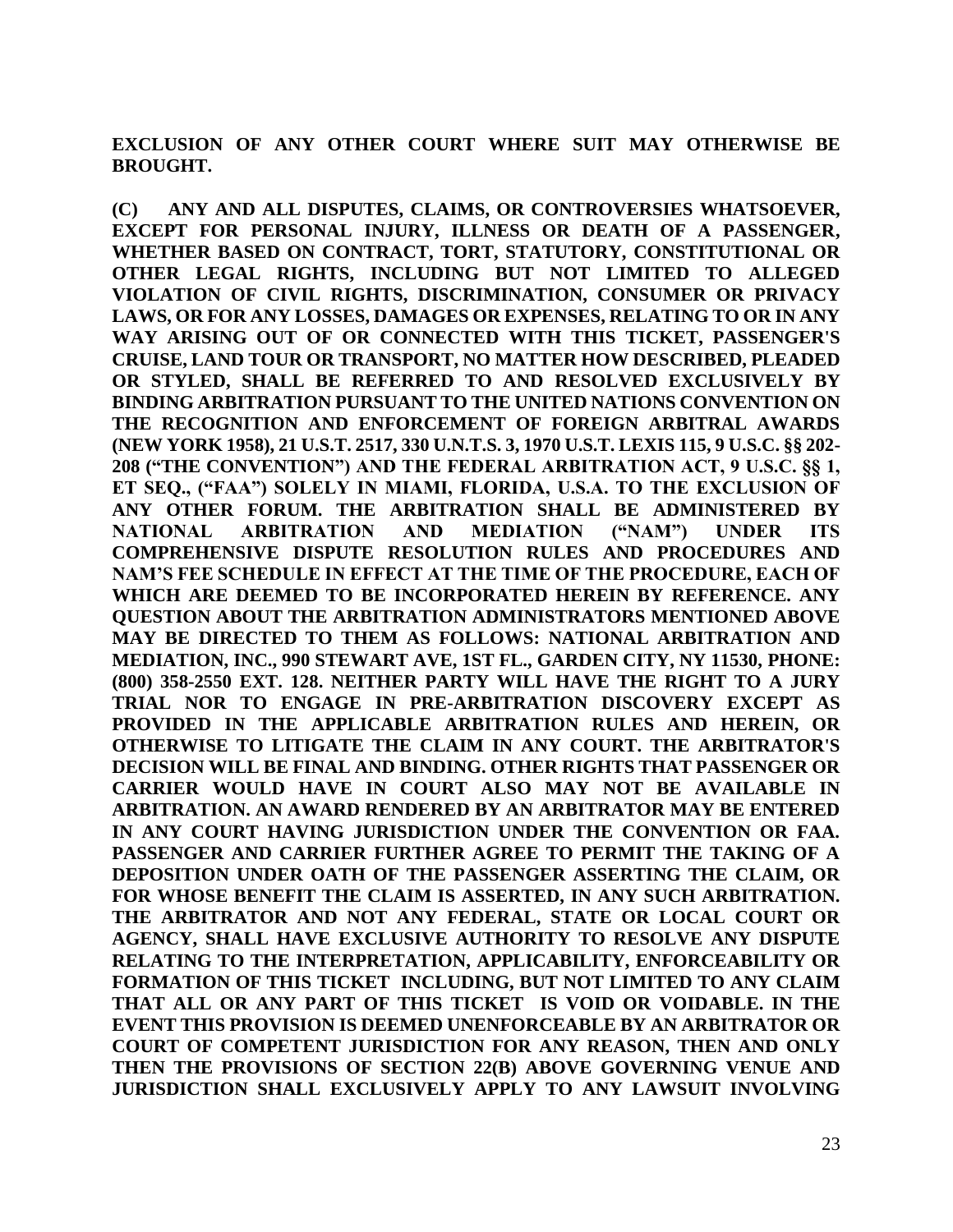**EXCLUSION OF ANY OTHER COURT WHERE SUIT MAY OTHERWISE BE BROUGHT.**

**(C) ANY AND ALL DISPUTES, CLAIMS, OR CONTROVERSIES WHATSOEVER, EXCEPT FOR PERSONAL INJURY, ILLNESS OR DEATH OF A PASSENGER, WHETHER BASED ON CONTRACT, TORT, STATUTORY, CONSTITUTIONAL OR OTHER LEGAL RIGHTS, INCLUDING BUT NOT LIMITED TO ALLEGED VIOLATION OF CIVIL RIGHTS, DISCRIMINATION, CONSUMER OR PRIVACY LAWS, OR FOR ANY LOSSES, DAMAGES OR EXPENSES, RELATING TO OR IN ANY WAY ARISING OUT OF OR CONNECTED WITH THIS TICKET, PASSENGER'S CRUISE, LAND TOUR OR TRANSPORT, NO MATTER HOW DESCRIBED, PLEADED OR STYLED, SHALL BE REFERRED TO AND RESOLVED EXCLUSIVELY BY BINDING ARBITRATION PURSUANT TO THE UNITED NATIONS CONVENTION ON THE RECOGNITION AND ENFORCEMENT OF FOREIGN ARBITRAL AWARDS (NEW YORK 1958), 21 U.S.T. 2517, 330 U.N.T.S. 3, 1970 U.S.T. LEXIS 115, 9 U.S.C. §§ 202-208 ("THE CONVENTION") AND THE FEDERAL ARBITRATION ACT, 9 U.S.C. §§ 1, ET SEQ., ("FAA") SOLELY IN MIAMI, FLORIDA, U.S.A. TO THE EXCLUSION OF ANY OTHER FORUM. THE ARBITRATION SHALL BE ADMINISTERED BY NATIONAL ARBITRATION AND MEDIATION ("NAM") UNDER ITS COMPREHENSIVE DISPUTE RESOLUTION RULES AND PROCEDURES AND NAM'S FEE SCHEDULE IN EFFECT AT THE TIME OF THE PROCEDURE, EACH OF WHICH ARE DEEMED TO BE INCORPORATED HEREIN BY REFERENCE. ANY QUESTION ABOUT THE ARBITRATION ADMINISTRATORS MENTIONED ABOVE MAY BE DIRECTED TO THEM AS FOLLOWS: NATIONAL ARBITRATION AND MEDIATION, INC., 990 STEWART AVE, 1ST FL., GARDEN CITY, NY 11530, PHONE: (800) 358-2550 EXT. 128. NEITHER PARTY WILL HAVE THE RIGHT TO A JURY TRIAL NOR TO ENGAGE IN PRE-ARBITRATION DISCOVERY EXCEPT AS PROVIDED IN THE APPLICABLE ARBITRATION RULES AND HEREIN, OR OTHERWISE TO LITIGATE THE CLAIM IN ANY COURT. THE ARBITRATOR'S DECISION WILL BE FINAL AND BINDING. OTHER RIGHTS THAT PASSENGER OR CARRIER WOULD HAVE IN COURT ALSO MAY NOT BE AVAILABLE IN ARBITRATION. AN AWARD RENDERED BY AN ARBITRATOR MAY BE ENTERED IN ANY COURT HAVING JURISDICTION UNDER THE CONVENTION OR FAA. PASSENGER AND CARRIER FURTHER AGREE TO PERMIT THE TAKING OF A DEPOSITION UNDER OATH OF THE PASSENGER ASSERTING THE CLAIM, OR FOR WHOSE BENEFIT THE CLAIM IS ASSERTED, IN ANY SUCH ARBITRATION. THE ARBITRATOR AND NOT ANY FEDERAL, STATE OR LOCAL COURT OR AGENCY, SHALL HAVE EXCLUSIVE AUTHORITY TO RESOLVE ANY DISPUTE RELATING TO THE INTERPRETATION, APPLICABILITY, ENFORCEABILITY OR FORMATION OF THIS TICKET INCLUDING, BUT NOT LIMITED TO ANY CLAIM THAT ALL OR ANY PART OF THIS TICKET IS VOID OR VOIDABLE. IN THE EVENT THIS PROVISION IS DEEMED UNENFORCEABLE BY AN ARBITRATOR OR COURT OF COMPETENT JURISDICTION FOR ANY REASON, THEN AND ONLY THEN THE PROVISIONS OF SECTION 22(B) ABOVE GOVERNING VENUE AND JURISDICTION SHALL EXCLUSIVELY APPLY TO ANY LAWSUIT INVOLVING**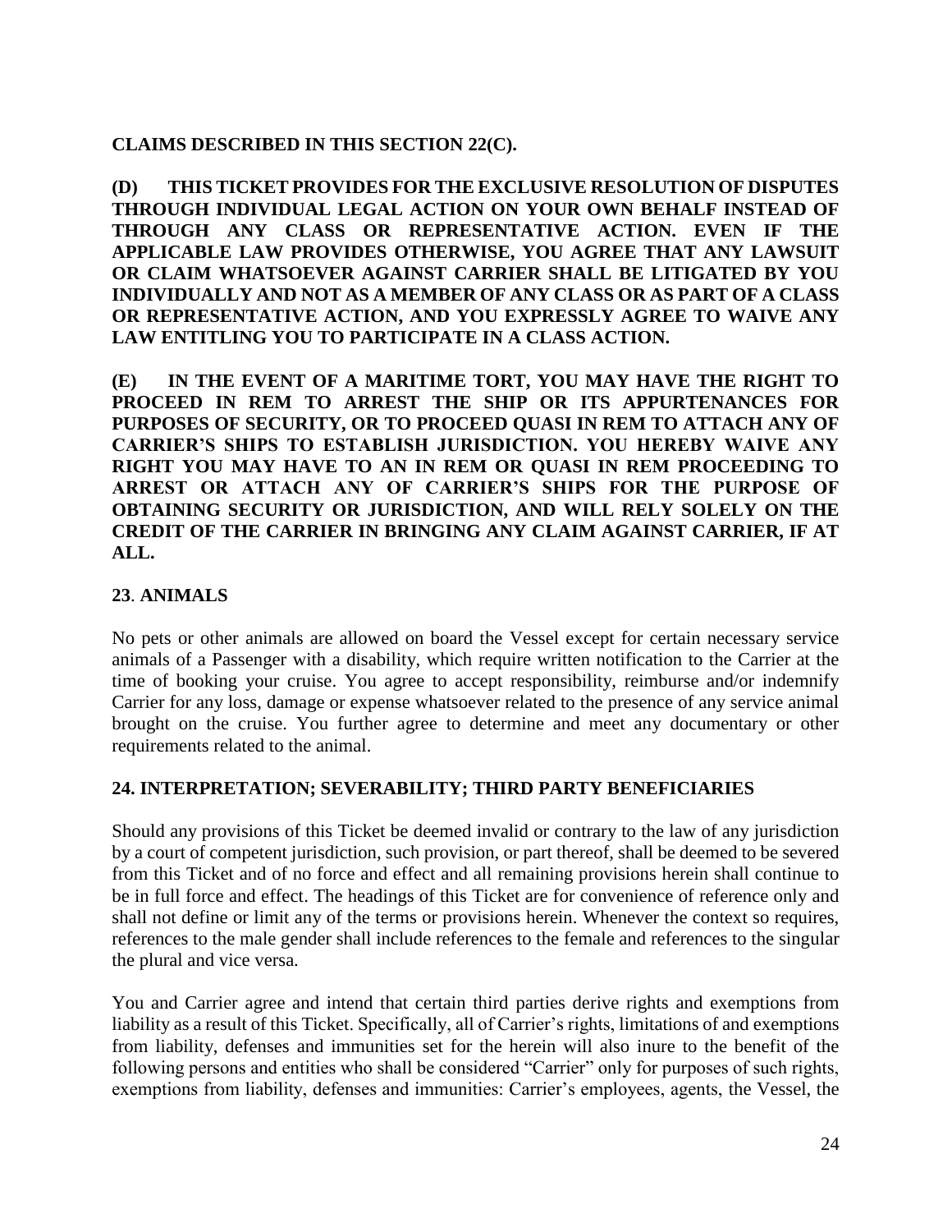**CLAIMS DESCRIBED IN THIS SECTION 22(C).**

**(D) THIS TICKET PROVIDES FOR THE EXCLUSIVE RESOLUTION OF DISPUTES THROUGH INDIVIDUAL LEGAL ACTION ON YOUR OWN BEHALF INSTEAD OF THROUGH ANY CLASS OR REPRESENTATIVE ACTION. EVEN IF THE APPLICABLE LAW PROVIDES OTHERWISE, YOU AGREE THAT ANY LAWSUIT OR CLAIM WHATSOEVER AGAINST CARRIER SHALL BE LITIGATED BY YOU INDIVIDUALLY AND NOT AS A MEMBER OF ANY CLASS OR AS PART OF A CLASS OR REPRESENTATIVE ACTION, AND YOU EXPRESSLY AGREE TO WAIVE ANY LAW ENTITLING YOU TO PARTICIPATE IN A CLASS ACTION.**

**(E) IN THE EVENT OF A MARITIME TORT, YOU MAY HAVE THE RIGHT TO PROCEED IN REM TO ARREST THE SHIP OR ITS APPURTENANCES FOR PURPOSES OF SECURITY, OR TO PROCEED QUASI IN REM TO ATTACH ANY OF CARRIER'S SHIPS TO ESTABLISH JURISDICTION. YOU HEREBY WAIVE ANY RIGHT YOU MAY HAVE TO AN IN REM OR QUASI IN REM PROCEEDING TO ARREST OR ATTACH ANY OF CARRIER'S SHIPS FOR THE PURPOSE OF OBTAINING SECURITY OR JURISDICTION, AND WILL RELY SOLELY ON THE CREDIT OF THE CARRIER IN BRINGING ANY CLAIM AGAINST CARRIER, IF AT ALL.**

## 23. ANIMALS

No pets or other animals are allowed on board the Vessel except for certain necessary service animals of a Passenger with a disability, which require written notification to the Carrier at the time of booking your cruise. You agree to accept responsibility, reimburse and/or indemnify Carrier for any loss, damage or expense whatsoever related to the presence of any service animal brought on the cruise. You further agree to determine and meet any documentary or other requirements related to the animal.

## 24. INTERPRETATION; SEVERABILITY; THIRD PARTY BENEFICIARIES

Should any provisions of this Ticket be deemed invalid or contrary to the law of any jurisdiction by a court of competent jurisdiction, such provision, or part thereof, shall be deemed to be severed from this Ticket and of no force and effect and all remaining provisions herein shall continue to be in full force and effect. The headings of this Ticket are for convenience of reference only and shall not define or limit any of the terms or provisions herein. Whenever the context so requires, references to the male gender shall include references to the female and references to the singular the plural and vice versa.

You and Carrier agree and intend that certain third parties derive rights and exemptions from liability as a result of this Ticket. Specifically, all of Carrier's rights, limitations of and exemptions from liability, defenses and immunities set for the herein will also inure to the benefit of the following persons and entities who shall be considered "Carrier" only for purposes of such rights, exemptions from liability, defenses and immunities: Carrier's employees, agents, the Vessel, the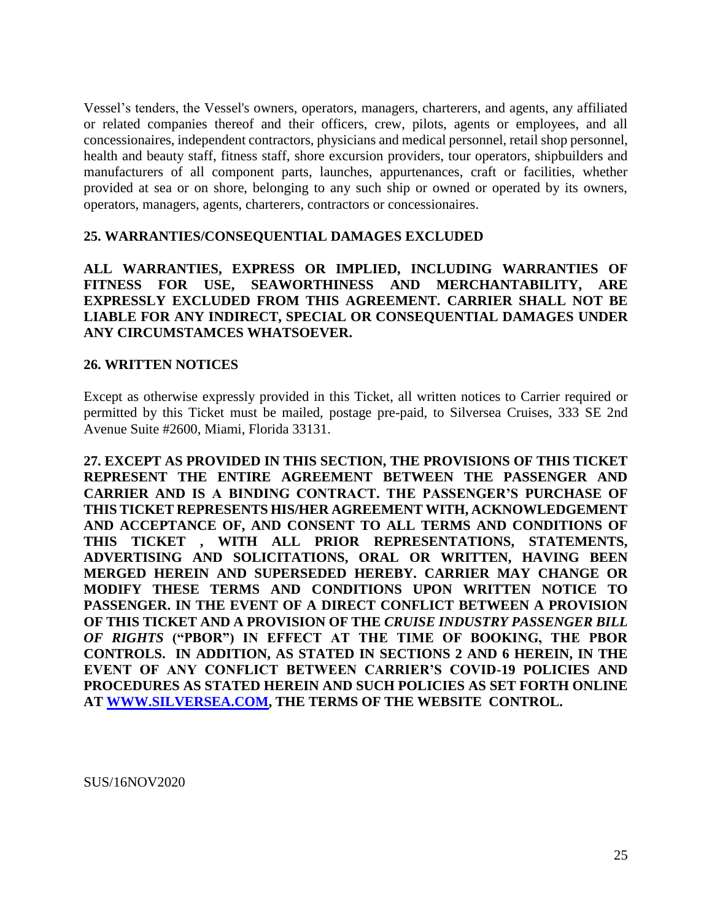Vessel's tenders, the Vessel's owners, operators, managers, charterers, and agents, any affiliated or related companies thereof and their officers, crew, pilots, agents or employees, and all concessionaires, independent contractors, physicians and medical personnel, retail shop personnel, health and beauty staff, fitness staff, shore excursion providers, tour operators, shipbuilders and manufacturers of all component parts, launches, appurtenances, craft or facilities, whether provided at sea or on shore, belonging to any such ship or owned or operated by its owners, operators, managers, agents, charterers, contractors or concessionaires.

## 25. WARRANTIES/CONSEQUENTIAL DAMAGES EXCLUDED

**ALL WARRANTIES, EXPRESS OR IMPLIED, INCLUDING WARRANTIES OF FITNESS FOR USE, SEAWORTHINESS AND MERCHANTABILITY, ARE EXPRESSLY EXCLUDED FROM THIS AGREEMENT. CARRIER SHALL NOT BE LIABLE FOR ANY INDIRECT, SPECIAL OR CONSEQUENTIAL DAMAGES UNDER ANY CIRCUMSTAMCES WHATSOEVER.**

## 26. WRITTEN NOTICES

Except as otherwise expressly provided in this Ticket, all written notices to Carrier required or permitted by this Ticket must be mailed, postage pre-paid, to Silversea Cruises, 333 SE 2nd Avenue Suite #2600, Miami, Florida 33131.

**27. EXCEPT AS PROVIDED IN THIS SECTION, THE PROVISIONS OF THIS TICKET REPRESENT THE ENTIRE AGREEMENT BETWEEN THE PASSENGER AND CARRIER AND IS A BINDING CONTRACT. THE PASSENGER'S PURCHASE OF THIS TICKET REPRESENTS HIS/HER AGREEMENT WITH, ACKNOWLEDGEMENT AND ACCEPTANCE OF, AND CONSENT TO ALL TERMS AND CONDITIONS OF THIS TICKET , WITH ALL PRIOR REPRESENTATIONS, STATEMENTS, ADVERTISING AND SOLICITATIONS, ORAL OR WRITTEN, HAVING BEEN MERGED HEREIN AND SUPERSEDED HEREBY. CARRIER MAY CHANGE OR MODIFY THESE TERMS AND CONDITIONS UPON WRITTEN NOTICE TO PASSENGER. IN THE EVENT OF A DIRECT CONFLICT BETWEEN A PROVISION OF THIS TICKET AND A PROVISION OF THE *CRUISE INDUSTRY PASSENGER BILL OF RIGHTS* ("PBOR") IN EFFECT AT THE TIME OF BOOKING, THE PBOR CONTROLS. IN ADDITION, AS STATED IN SECTIONS 2 AND 6 HEREIN, IN THE EVENT OF ANY CONFLICT BETWEEN CARRIER'S COVID-19 POLICIES AND PROCEDURES AS STATED HEREIN AND SUCH POLICIES AS SET FORTH ONLINE AT [WWW.SILVERSEA.COM](http://www.silversea.com), THE TERMS OF THE WEBSITE CONTROL.**

SUS/16NOV2020